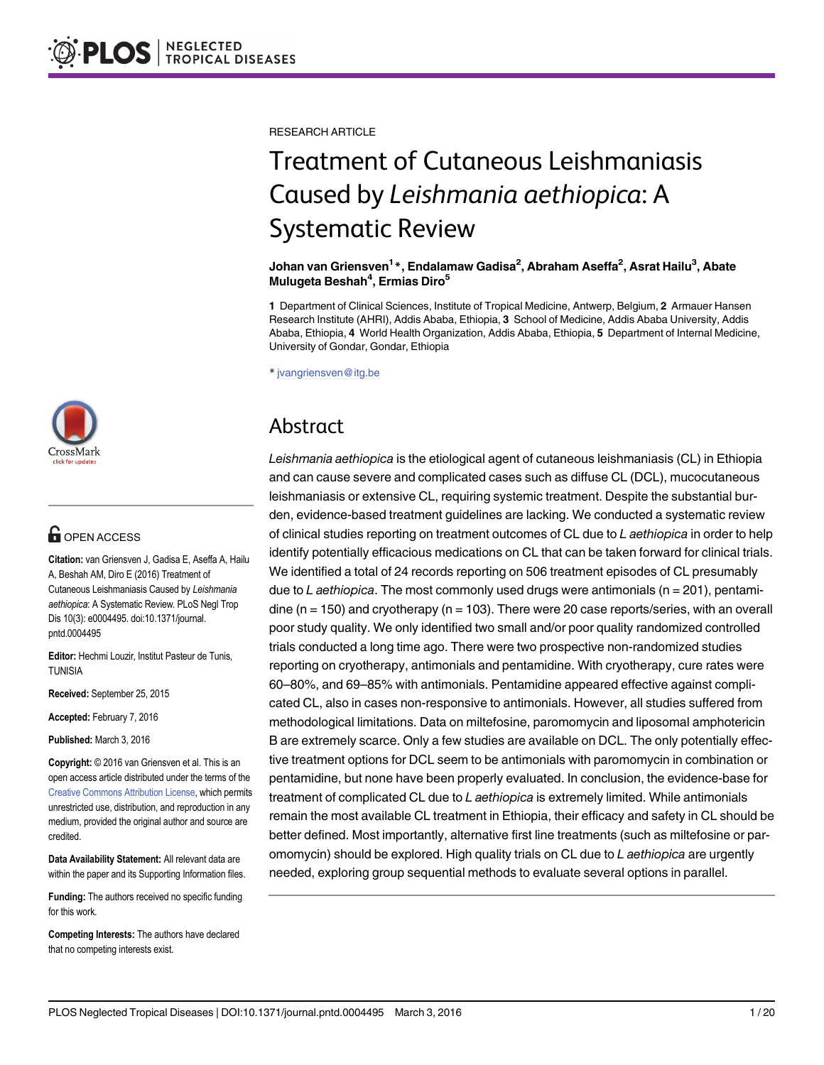RESEARCH ARTICLE

# Treatment of Cutaneous Leishmaniasis Caused by *Leishmania aethiopica*: A Systematic Review

**Johan van Griensven[1]*, Endalamaw Gadisa[2], Abraham Aseffa[2], Asrat Hailu[3], Abate Mulugeta Beshah[4], Ermias Diro[5]**

**1** Department of Clinical Sciences, Institute of Tropical Medicine, Antwerp, Belgium, **2** Armauer Hansen Research Institute (AHRI), Addis Ababa, Ethiopia, **3** School of Medicine, Addis Ababa University, Addis Ababa, Ethiopia, **4** World Health Organization, Addis Ababa, Ethiopia, **5** Department of Internal Medicine, University of Gondar, Gondar, Ethiopia

* jvangriensven@itg.be

## Abstract

*Leishmania aethiopica* is the etiological agent of cutaneous leishmaniasis (CL) in Ethiopia and can cause severe and complicated cases such as diffuse CL (DCL), mucocutaneous leishmaniasis or extensive CL, requiring systemic treatment. Despite the substantial burden, evidence-based treatment guidelines are lacking. We conducted a systematic review of clinical studies reporting on treatment outcomes of CL due to *L aethiopica* in order to help identify potentially efficacious medications on CL that can be taken forward for clinical trials. We identified a total of 24 records reporting on 506 treatment episodes of CL presumably due to *L aethiopica*. The most commonly used drugs were antimonials (n = 201), pentamidine (n = 150) and cryotherapy (n = 103). There were 20 case reports/series, with an overall poor study quality. We only identified two small and/or poor quality randomized controlled trials conducted a long time ago. There were two prospective non-randomized studies reporting on cryotherapy, antimonials and pentamidine. With cryotherapy, cure rates were 60–80%, and 69–85% with antimonials. Pentamidine appeared effective against complicated CL, also in cases non-responsive to antimonials. However, all studies suffered from methodological limitations. Data on miltefosine, paromomycin and liposomal amphotericin B are extremely scarce. Only a few studies are available on DCL. The only potentially effective treatment options for DCL seem to be antimonials with paromomycin in combination or pentamidine, but none have been properly evaluated. In conclusion, the evidence-base for treatment of complicated CL due to *L aethiopica* is extremely limited. While antimonials remain the most available CL treatment in Ethiopia, their efficacy and safety in CL should be better defined. Most importantly, alternative first line treatments (such as miltefosine or paromomycin) should be explored. High quality trials on CL due to *L aethiopica* are urgently needed, exploring group sequential methods to evaluate several options in parallel.

OPEN ACCESS

**Citation:** van Griensven J, Gadisa E, Aseffa A, Hailu A, Beshah AM, Diro E (2016) Treatment of Cutaneous Leishmaniasis Caused by *Leishmania aethiopica*: A Systematic Review. PLoS Negl Trop Dis 10(3): e0004495. doi:10.1371/journal.pntd.0004495

**Editor:** Hechmi Louzir, Institut Pasteur de Tunis, TUNISIA

**Received:** September 25, 2015

**Accepted:** February 7, 2016

**Published:** March 3, 2016

**Copyright:** © 2016 van Griensven et al. This is an open access article distributed under the terms of the Creative Commons Attribution License, which permits unrestricted use, distribution, and reproduction in any medium, provided the original author and source are credited.

**Data Availability Statement:** All relevant data are within the paper and its Supporting Information files.

**Funding:** The authors received no specific funding for this work.

**Competing Interests:** The authors have declared that no competing interests exist.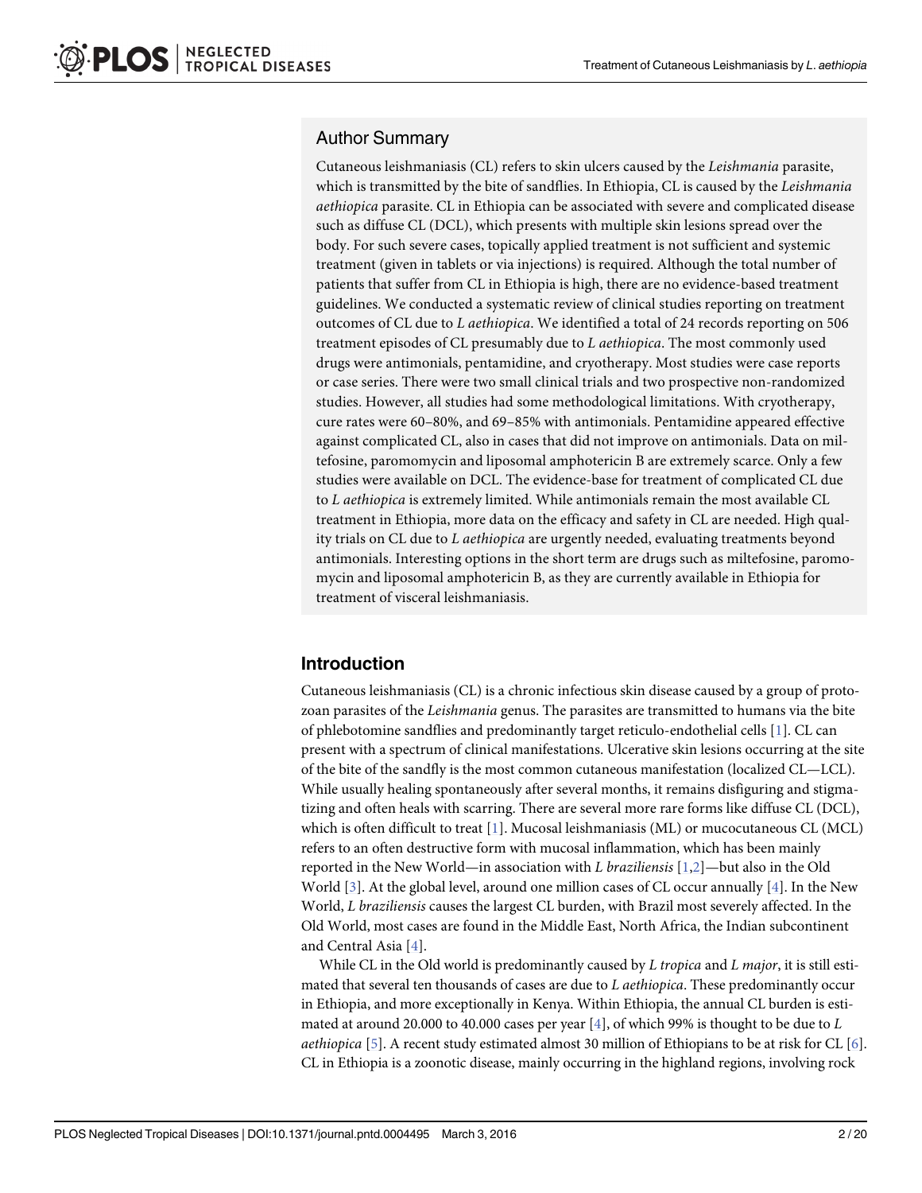## Author Summary

Cutaneous leishmaniasis (CL) refers to skin ulcers caused by the *Leishmania* parasite, which is transmitted by the bite of sandflies. In Ethiopia, CL is caused by the *Leishmania aethiopica* parasite. CL in Ethiopia can be associated with severe and complicated disease such as diffuse CL (DCL), which presents with multiple skin lesions spread over the body. For such severe cases, topically applied treatment is not sufficient and systemic treatment (given in tablets or via injections) is required. Although the total number of patients that suffer from CL in Ethiopia is high, there are no evidence-based treatment guidelines. We conducted a systematic review of clinical studies reporting on treatment outcomes of CL due to *L aethiopica*. We identified a total of 24 records reporting on 506 treatment episodes of CL presumably due to *L aethiopica*. The most commonly used drugs were antimonials, pentamidine, and cryotherapy. Most studies were case reports or case series. There were two small clinical trials and two prospective non-randomized studies. However, all studies had some methodological limitations. With cryotherapy, cure rates were 60–80%, and 69–85% with antimonials. Pentamidine appeared effective against complicated CL, also in cases that did not improve on antimonials. Data on miltefosine, paromomycin and liposomal amphotericin B are extremely scarce. Only a few studies were available on DCL. The evidence-base for treatment of complicated CL due to *L aethiopica* is extremely limited. While antimonials remain the most available CL treatment in Ethiopia, more data on the efficacy and safety in CL are needed. High quality trials on CL due to *L aethiopica* are urgently needed, evaluating treatments beyond antimonials. Interesting options in the short term are drugs such as miltefosine, paromomycin and liposomal amphotericin B, as they are currently available in Ethiopia for treatment of visceral leishmaniasis.

## Introduction

Cutaneous leishmaniasis (CL) is a chronic infectious skin disease caused by a group of protozoan parasites of the *Leishmania* genus. The parasites are transmitted to humans via the bite of phlebotomine sandflies and predominantly target reticulo-endothelial cells [1]. CL can present with a spectrum of clinical manifestations. Ulcerative skin lesions occurring at the site of the bite of the sandfly is the most common cutaneous manifestation (localized CL—LCL). While usually healing spontaneously after several months, it remains disfiguring and stigmatizing and often heals with scarring. There are several more rare forms like diffuse CL (DCL), which is often difficult to treat [1]. Mucosal leishmaniasis (ML) or mucocutaneous CL (MCL) refers to an often destructive form with mucosal inflammation, which has been mainly reported in the New World—in association with *L braziliensis* [1,2]—but also in the Old World [3]. At the global level, around one million cases of CL occur annually [4]. In the New World, *L braziliensis* causes the largest CL burden, with Brazil most severely affected. In the Old World, most cases are found in the Middle East, North Africa, the Indian subcontinent and Central Asia [4].

While CL in the Old world is predominantly caused by *L tropica* and *L major*, it is still estimated that several ten thousands of cases are due to *L aethiopica*. These predominantly occur in Ethiopia, and more exceptionally in Kenya. Within Ethiopia, the annual CL burden is estimated at around 20.000 to 40.000 cases per year [4], of which 99% is thought to be due to *L aethiopica* [5]. A recent study estimated almost 30 million of Ethiopians to be at risk for CL [6]. CL in Ethiopia is a zoonotic disease, mainly occurring in the highland regions, involving rock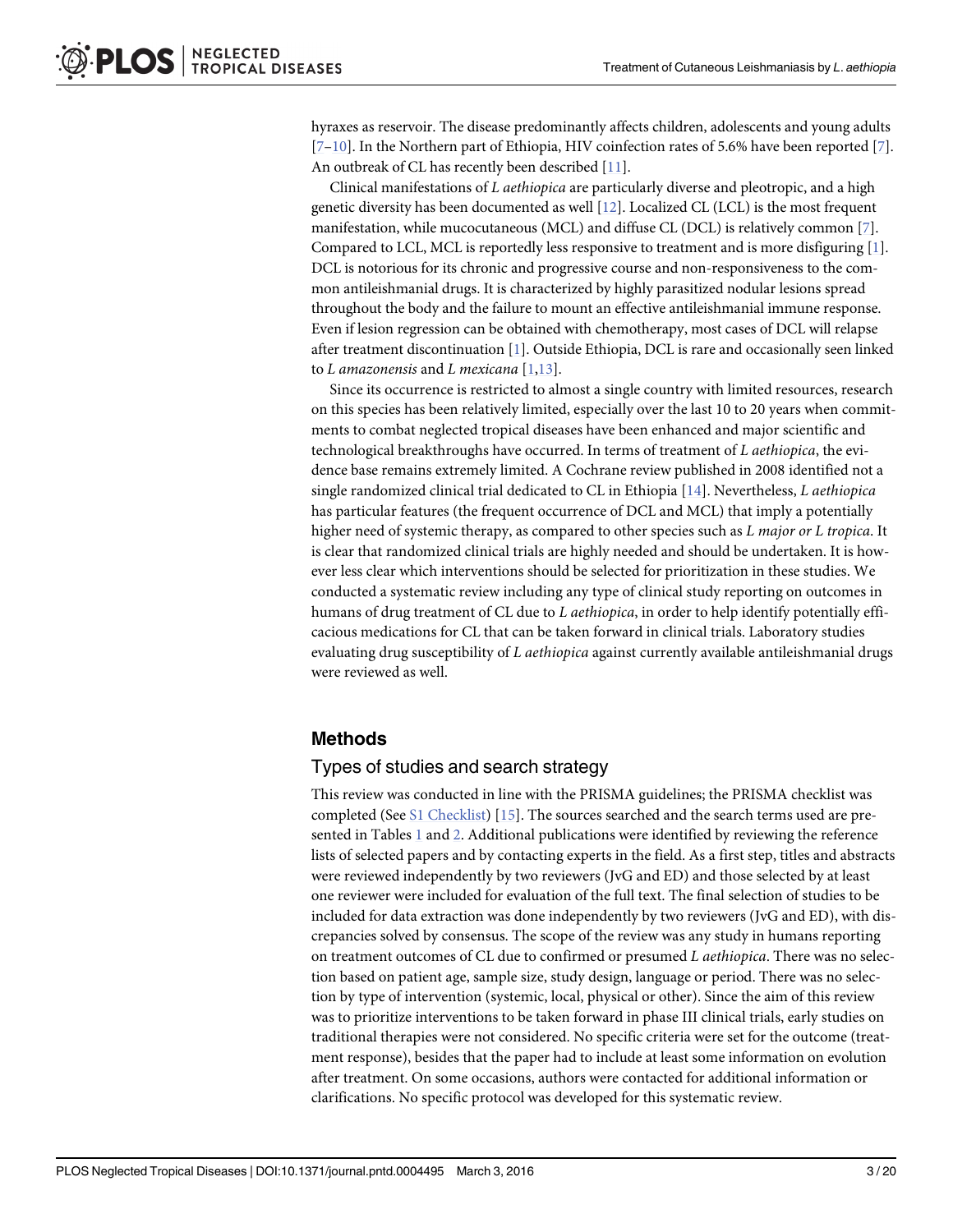hyraxes as reservoir. The disease predominantly affects children, adolescents and young adults [7–10]. In the Northern part of Ethiopia, HIV coinfection rates of 5.6% have been reported [7]. An outbreak of CL has recently been described [11].

Clinical manifestations of *L aethiopica* are particularly diverse and pleotropic, and a high genetic diversity has been documented as well [12]. Localized CL (LCL) is the most frequent manifestation, while mucocutaneous (MCL) and diffuse CL (DCL) is relatively common [7]. Compared to LCL, MCL is reportedly less responsive to treatment and is more disfiguring [1]. DCL is notorious for its chronic and progressive course and non-responsiveness to the common antileishmanial drugs. It is characterized by highly parasitized nodular lesions spread throughout the body and the failure to mount an effective antileishmanial immune response. Even if lesion regression can be obtained with chemotherapy, most cases of DCL will relapse after treatment discontinuation [1]. Outside Ethiopia, DCL is rare and occasionally seen linked to *L amazonensis* and *L mexicana* [1,13].

Since its occurrence is restricted to almost a single country with limited resources, research on this species has been relatively limited, especially over the last 10 to 20 years when commitments to combat neglected tropical diseases have been enhanced and major scientific and technological breakthroughs have occurred. In terms of treatment of *L aethiopica*, the evidence base remains extremely limited. A Cochrane review published in 2008 identified not a single randomized clinical trial dedicated to CL in Ethiopia [14]. Nevertheless, *L aethiopica* has particular features (the frequent occurrence of DCL and MCL) that imply a potentially higher need of systemic therapy, as compared to other species such as *L major or L tropica*. It is clear that randomized clinical trials are highly needed and should be undertaken. It is however less clear which interventions should be selected for prioritization in these studies. We conducted a systematic review including any type of clinical study reporting on outcomes in humans of drug treatment of CL due to *L aethiopica*, in order to help identify potentially efficacious medications for CL that can be taken forward in clinical trials. Laboratory studies evaluating drug susceptibility of *L aethiopica* against currently available antileishmanial drugs were reviewed as well.

## Methods

### Types of studies and search strategy

This review was conducted in line with the PRISMA guidelines; the PRISMA checklist was completed (See S1 Checklist) [15]. The sources searched and the search terms used are presented in Tables 1 and 2. Additional publications were identified by reviewing the reference lists of selected papers and by contacting experts in the field. As a first step, titles and abstracts were reviewed independently by two reviewers (JvG and ED) and those selected by at least one reviewer were included for evaluation of the full text. The final selection of studies to be included for data extraction was done independently by two reviewers (JvG and ED), with discrepancies solved by consensus. The scope of the review was any study in humans reporting on treatment outcomes of CL due to confirmed or presumed *L aethiopica*. There was no selection based on patient age, sample size, study design, language or period. There was no selection by type of intervention (systemic, local, physical or other). Since the aim of this review was to prioritize interventions to be taken forward in phase III clinical trials, early studies on traditional therapies were not considered. No specific criteria were set for the outcome (treatment response), besides that the paper had to include at least some information on evolution after treatment. On some occasions, authors were contacted for additional information or clarifications. No specific protocol was developed for this systematic review.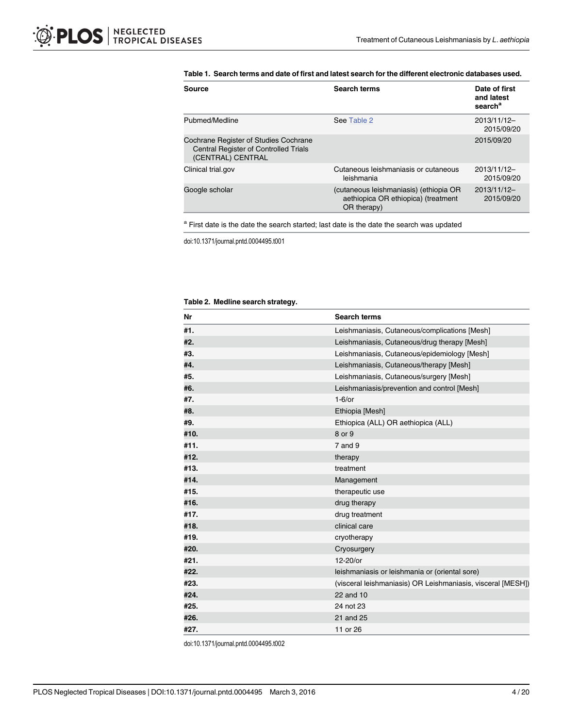**Table 1. Search terms and date of first and latest search for the different electronic databases used.**

| Source | Search terms | Date of first and latest search[a] |
|---|---|---|
| Pubmed/Medline | See Table 2 | 2013/11/12–2015/09/20 |
| Cochrane Register of Studies Cochrane Central Register of Controlled Trials (CENTRAL) CENTRAL | | 2015/09/20 |
| Clinical trial.gov | Cutaneous leishmaniasis or cutaneous leishmania | 2013/11/12–2015/09/20 |
| Google scholar | (cutaneous leishmaniasis) (ethiopia OR aethiopica OR ethiopica) (treatment OR therapy) | 2013/11/12–2015/09/20 |

[a] First date is the date the search started; last date is the date the search was updated

doi:10.1371/journal.pntd.0004495.t001

**Table 2. Medline search strategy.**

| Nr | Search terms |
|---|---|
| #1. | Leishmaniasis, Cutaneous/complications [Mesh] |
| #2. | Leishmaniasis, Cutaneous/drug therapy [Mesh] |
| #3. | Leishmaniasis, Cutaneous/epidemiology [Mesh] |
| #4. | Leishmaniasis, Cutaneous/therapy [Mesh] |
| #5. | Leishmaniasis, Cutaneous/surgery [Mesh] |
| #6. | Leishmaniasis/prevention and control [Mesh] |
| #7. | 1-6/or |
| #8. | Ethiopia [Mesh] |
| #9. | Ethiopica (ALL) OR aethiopica (ALL) |
| #10. | 8 or 9 |
| #11. | 7 and 9 |
| #12. | therapy |
| #13. | treatment |
| #14. | Management |
| #15. | therapeutic use |
| #16. | drug therapy |
| #17. | drug treatment |
| #18. | clinical care |
| #19. | cryotherapy |
| #20. | Cryosurgery |
| #21. | 12-20/or |
| #22. | leishmaniasis or leishmania or (oriental sore) |
| #23. | (visceral leishmaniasis) OR Leishmaniasis, visceral [MESH]) |
| #24. | 22 and 10 |
| #25. | 24 not 23 |
| #26. | 21 and 25 |
| #27. | 11 or 26 |

doi:10.1371/journal.pntd.0004495.t002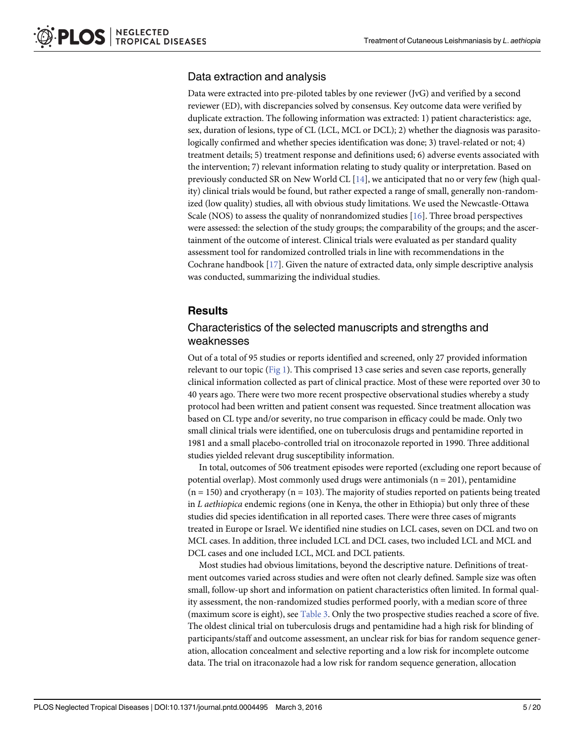## Data extraction and analysis

Data were extracted into pre-piloted tables by one reviewer (JvG) and verified by a second reviewer (ED), with discrepancies solved by consensus. Key outcome data were verified by duplicate extraction. The following information was extracted: 1) patient characteristics: age, sex, duration of lesions, type of CL (LCL, MCL or DCL); 2) whether the diagnosis was parasitologically confirmed and whether species identification was done; 3) travel-related or not; 4) treatment details; 5) treatment response and definitions used; 6) adverse events associated with the intervention; 7) relevant information relating to study quality or interpretation. Based on previously conducted SR on New World CL [14], we anticipated that no or very few (high quality) clinical trials would be found, but rather expected a range of small, generally non-randomized (low quality) studies, all with obvious study limitations. We used the Newcastle-Ottawa Scale (NOS) to assess the quality of nonrandomized studies [16]. Three broad perspectives were assessed: the selection of the study groups; the comparability of the groups; and the ascertainment of the outcome of interest. Clinical trials were evaluated as per standard quality assessment tool for randomized controlled trials in line with recommendations in the Cochrane handbook [17]. Given the nature of extracted data, only simple descriptive analysis was conducted, summarizing the individual studies.

# Results

## Characteristics of the selected manuscripts and strengths and weaknesses

Out of a total of 95 studies or reports identified and screened, only 27 provided information relevant to our topic (Fig 1). This comprised 13 case series and seven case reports, generally clinical information collected as part of clinical practice. Most of these were reported over 30 to 40 years ago. There were two more recent prospective observational studies whereby a study protocol had been written and patient consent was requested. Since treatment allocation was based on CL type and/or severity, no true comparison in efficacy could be made. Only two small clinical trials were identified, one on tuberculosis drugs and pentamidine reported in 1981 and a small placebo-controlled trial on itroconazole reported in 1990. Three additional studies yielded relevant drug susceptibility information.

In total, outcomes of 506 treatment episodes were reported (excluding one report because of potential overlap). Most commonly used drugs were antimonials (n = 201), pentamidine (n = 150) and cryotherapy (n = 103). The majority of studies reported on patients being treated in *L aethiopica* endemic regions (one in Kenya, the other in Ethiopia) but only three of these studies did species identification in all reported cases. There were three cases of migrants treated in Europe or Israel. We identified nine studies on LCL cases, seven on DCL and two on MCL cases. In addition, three included LCL and DCL cases, two included LCL and MCL and DCL cases and one included LCL, MCL and DCL patients.

Most studies had obvious limitations, beyond the descriptive nature. Definitions of treatment outcomes varied across studies and were often not clearly defined. Sample size was often small, follow-up short and information on patient characteristics often limited. In formal quality assessment, the non-randomized studies performed poorly, with a median score of three (maximum score is eight), see Table 3. Only the two prospective studies reached a score of five. The oldest clinical trial on tuberculosis drugs and pentamidine had a high risk for blinding of participants/staff and outcome assessment, an unclear risk for bias for random sequence generation, allocation concealment and selective reporting and a low risk for incomplete outcome data. The trial on itraconazole had a low risk for random sequence generation, allocation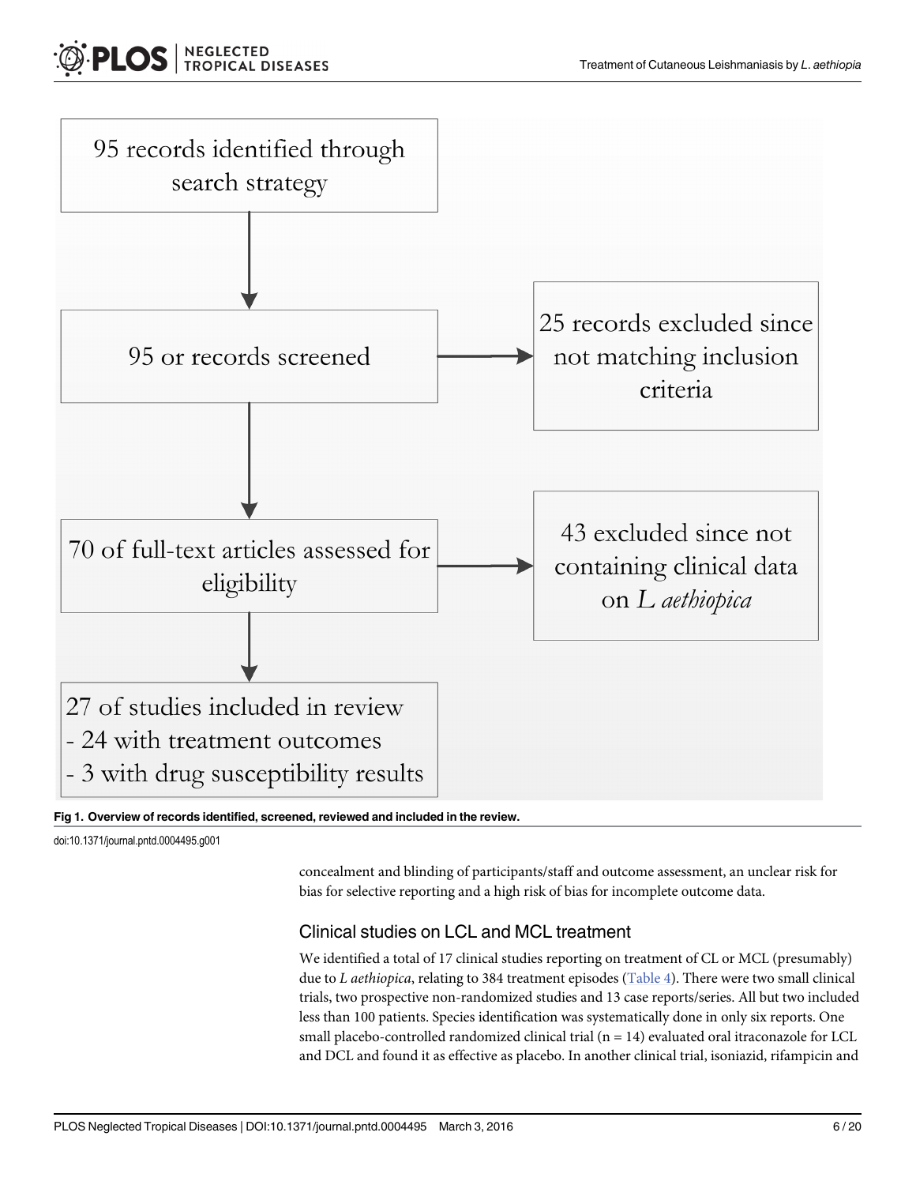95 records identified through search strategy

95 or records screened

25 records excluded since not matching inclusion criteria

70 of full-text articles assessed for eligibility

43 excluded since not containing clinical data on *L aethiopica*

27 of studies included in review
- 24 with treatment outcomes
- 3 with drug susceptibility results

**Fig 1. Overview of records identified, screened, reviewed and included in the review.**

doi:10.1371/journal.pntd.0004495.g001

concealment and blinding of participants/staff and outcome assessment, an unclear risk for bias for selective reporting and a high risk of bias for incomplete outcome data.

### Clinical studies on LCL and MCL treatment

We identified a total of 17 clinical studies reporting on treatment of CL or MCL (presumably) due to *L aethiopica*, relating to 384 treatment episodes (Table 4). There were two small clinical trials, two prospective non-randomized studies and 13 case reports/series. All but two included less than 100 patients. Species identification was systematically done in only six reports. One small placebo-controlled randomized clinical trial (n = 14) evaluated oral itraconazole for LCL and DCL and found it as effective as placebo. In another clinical trial, isoniazid, rifampicin and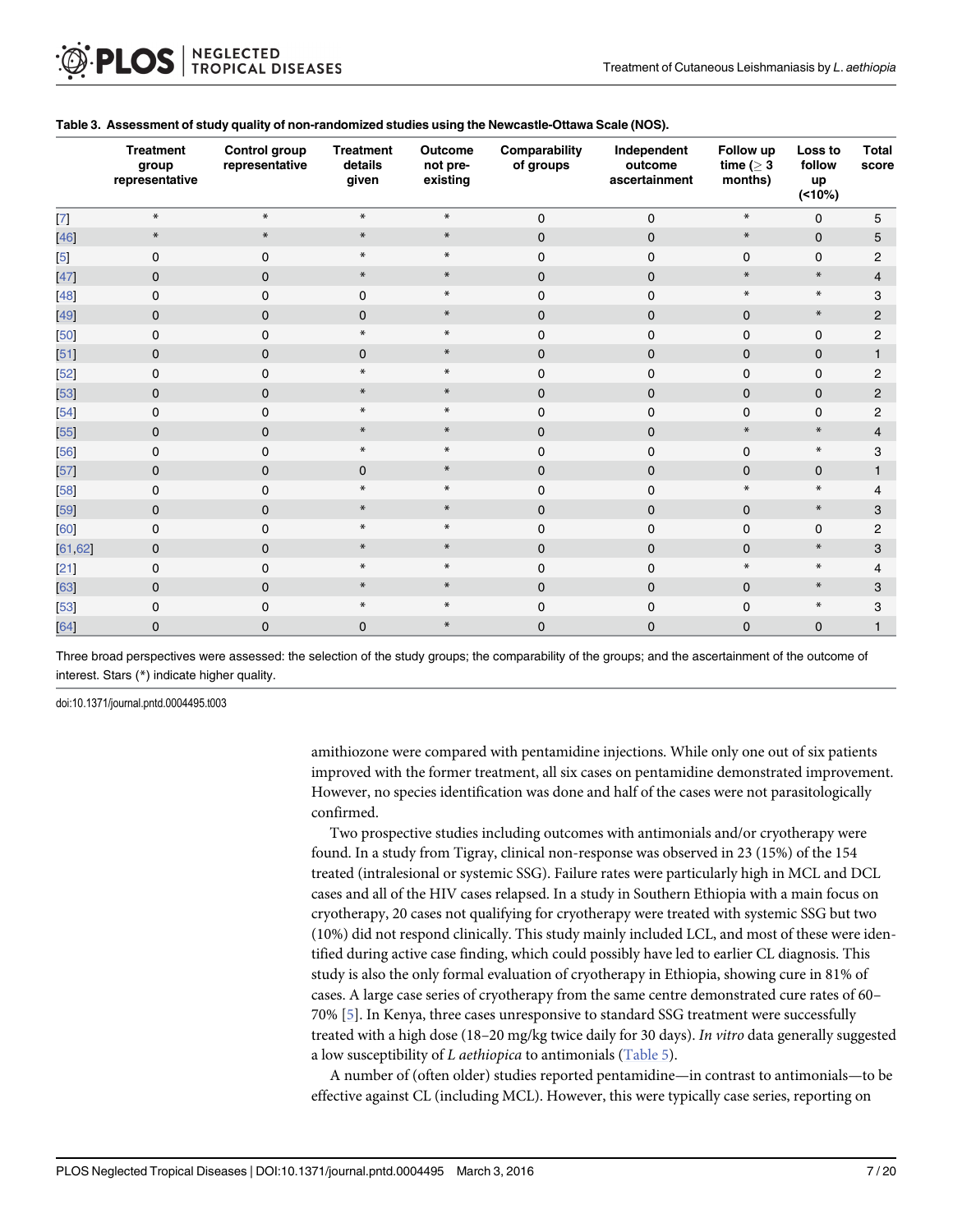**Table 3. Assessment of study quality of non-randomized studies using the Newcastle-Ottawa Scale (NOS).**

| | Treatment group representative | Control group representative | Treatment details given | Outcome not pre-existing | Comparability of groups | Independent outcome ascertainment | Follow up time (≥ 3 months) | Loss to follow up (<10%) | Total score |
|---|---|---|---|---|---|---|---|---|---|
| [7] | * | * | * | * | 0 | 0 | * | 0 | 5 |
| [46] | * | * | * | * | 0 | 0 | * | 0 | 5 |
| [5] | 0 | 0 | * | * | 0 | 0 | 0 | 0 | 2 |
| [47] | 0 | 0 | * | * | 0 | 0 | * | * | 4 |
| [48] | 0 | 0 | 0 | * | 0 | 0 | * | * | 3 |
| [49] | 0 | 0 | 0 | * | 0 | 0 | 0 | * | 2 |
| [50] | 0 | 0 | * | * | 0 | 0 | 0 | 0 | 2 |
| [51] | 0 | 0 | 0 | * | 0 | 0 | 0 | 0 | 1 |
| [52] | 0 | 0 | * | * | 0 | 0 | 0 | 0 | 2 |
| [53] | 0 | 0 | * | * | 0 | 0 | 0 | 0 | 2 |
| [54] | 0 | 0 | * | * | 0 | 0 | 0 | 0 | 2 |
| [55] | 0 | 0 | * | * | 0 | 0 | * | * | 4 |
| [56] | 0 | 0 | * | * | 0 | 0 | 0 | * | 3 |
| [57] | 0 | 0 | 0 | * | 0 | 0 | 0 | 0 | 1 |
| [58] | 0 | 0 | * | * | 0 | 0 | * | * | 4 |
| [59] | 0 | 0 | * | * | 0 | 0 | 0 | * | 3 |
| [60] | 0 | 0 | * | * | 0 | 0 | 0 | 0 | 2 |
| [61,62] | 0 | 0 | * | * | 0 | 0 | 0 | * | 3 |
| [21] | 0 | 0 | * | * | 0 | 0 | * | * | 4 |
| [63] | 0 | 0 | * | * | 0 | 0 | 0 | * | 3 |
| [53] | 0 | 0 | * | * | 0 | 0 | 0 | * | 3 |
| [64] | 0 | 0 | 0 | * | 0 | 0 | 0 | 0 | 1 |

Three broad perspectives were assessed: the selection of the study groups; the comparability of the groups; and the ascertainment of the outcome of interest. Stars (*) indicate higher quality.

doi:10.1371/journal.pntd.0004495.t003

amithiozone were compared with pentamidine injections. While only one out of six patients improved with the former treatment, all six cases on pentamidine demonstrated improvement. However, no species identification was done and half of the cases were not parasitologically confirmed.

Two prospective studies including outcomes with antimonials and/or cryotherapy were found. In a study from Tigray, clinical non-response was observed in 23 (15%) of the 154 treated (intralesional or systemic SSG). Failure rates were particularly high in MCL and DCL cases and all of the HIV cases relapsed. In a study in Southern Ethiopia with a main focus on cryotherapy, 20 cases not qualifying for cryotherapy were treated with systemic SSG but two (10%) did not respond clinically. This study mainly included LCL, and most of these were identified during active case finding, which could possibly have led to earlier CL diagnosis. This study is also the only formal evaluation of cryotherapy in Ethiopia, showing cure in 81% of cases. A large case series of cryotherapy from the same centre demonstrated cure rates of 60–70% [5]. In Kenya, three cases unresponsive to standard SSG treatment were successfully treated with a high dose (18–20 mg/kg twice daily for 30 days). *In vitro* data generally suggested a low susceptibility of *L aethiopica* to antimonials (Table 5).

A number of (often older) studies reported pentamidine—in contrast to antimonials—to be effective against CL (including MCL). However, this were typically case series, reporting on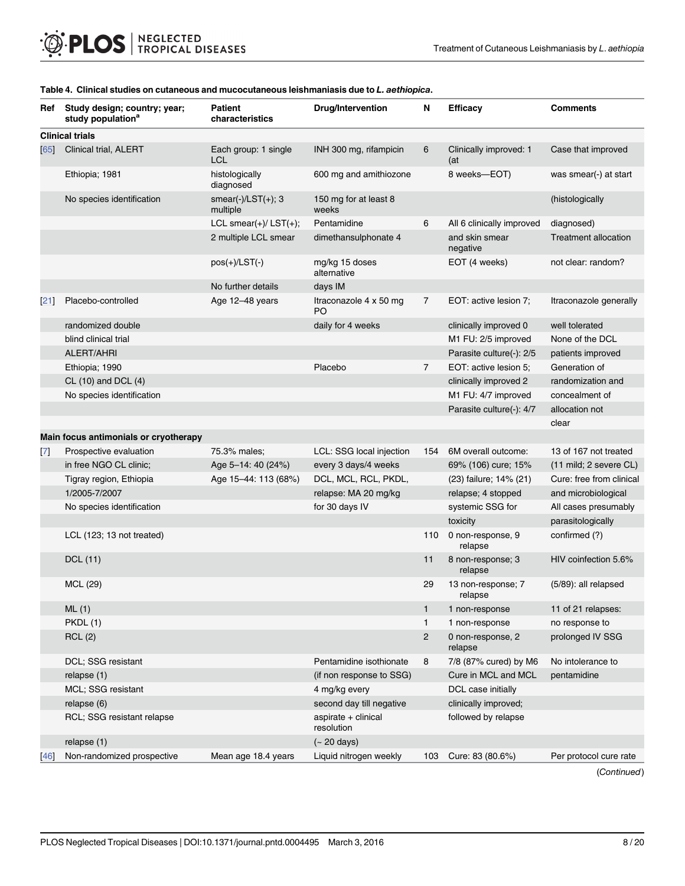**Table 4. Clinical studies on cutaneous and mucocutaneous leishmaniasis due to *L. aethiopica*.**

| Ref | Study design; country; year; study population[a] | Patient characteristics | Drug/Intervention | N | Efficacy | Comments |
|---|---|---|---|---|---|---|
| **Clinical trials** | | | | | | |
| [65] | Clinical trial, ALERT Ethiopia; 1981 No species identification | Each group: 1 single LCL histologically diagnosed smear(-)/LST(+); 3 multiple LCL smear(+)/ LST(+); 2 multiple LCL smear pos(+)/LST(-) No further details | INH 300 mg, rifampicin 600 mg and amithiozone 150 mg for at least 8 weeks | 6 | Clinically improved: 1 (at 8 weeks—EOT) | Case that improved was smear(-) at start (histologically diagnosed) Treatment allocation not clear: random? |
| | | | Pentamidine dimethansulphonate 4 mg/kg 15 doses alternative days IM | 6 | All 6 clinically improved and skin smear negative EOT (4 weeks) | |
| [21] | Placebo-controlled randomized double blind clinical trial ALERT/AHRI Ethiopia; 1990 CL (10) and DCL (4) No species identification | Age 12–48 years | Itraconazole 4 x 50 mg PO daily for 4 weeks | 7 | EOT: active lesion 7; clinically improved 0 M1 FU: 2/5 improved Parasite culture(-): 2/5 | Itraconazole generally well tolerated None of the DCL patients improved Generation of randomization and concealment of allocation not clear |
| | | | Placebo | 7 | EOT: active lesion 5; clinically improved 2 M1 FU: 4/7 improved Parasite culture(-): 4/7 | |
| **Main focus antimonials or cryotherapy** | | | | | | |
| [7] | Prospective evaluation in free NGO CL clinic; Tigray region, Ethiopia 1/2005-7/2007 No species identification | 75.3% males; Age 5–14: 40 (24%) Age 15–44: 113 (68%) | LCL: SSG local injection every 3 days/4 weeks DCL, MCL, RCL, PKDL, relapse: MA 20 mg/kg for 30 days IV | 154 | 6M overall outcome: 69% (106) cure; 15% (23) failure; 14% (21) relapse; 4 stopped systemic SSG for toxicity | 13 of 167 not treated (11 mild; 2 severe CL) Cure: free from clinical and microbiological All cases presumably parasitologically confirmed (?) HIV coinfection 5.6% (5/89): all relapsed 11 of 21 relapses: no response to prolonged IV SSG |
| | LCL (123; 13 not treated) | | | 110 | 0 non-response, 9 relapse | |
| | DCL (11) | | | 11 | 8 non-response; 3 relapse | |
| | MCL (29) | | | 29 | 13 non-response; 7 relapse | |
| | ML (1) | | | 1 | 1 non-response | |
| | PKDL (1) | | | 1 | 1 non-response | |
| | RCL (2) | | | 2 | 0 non-response, 2 relapse | |
| | DCL; SSG resistant relapse (1) MCL; SSG resistant relapse (6) RCL; SSG resistant relapse relapse (1) | | Pentamidine isothionate (if non response to SSG) 4 mg/kg every second day till negative aspirate + clinical resolution (~ 20 days) | 8 | 7/8 (87% cured) by M6 Cure in MCL and MCL DCL case initially clinically improved; followed by relapse | No intolerance to pentamidine |
| [46] | Non-randomized prospective | Mean age 18.4 years | Liquid nitrogen weekly | 103 | Cure: 83 (80.6%) | Per protocol cure rate |

(Continued)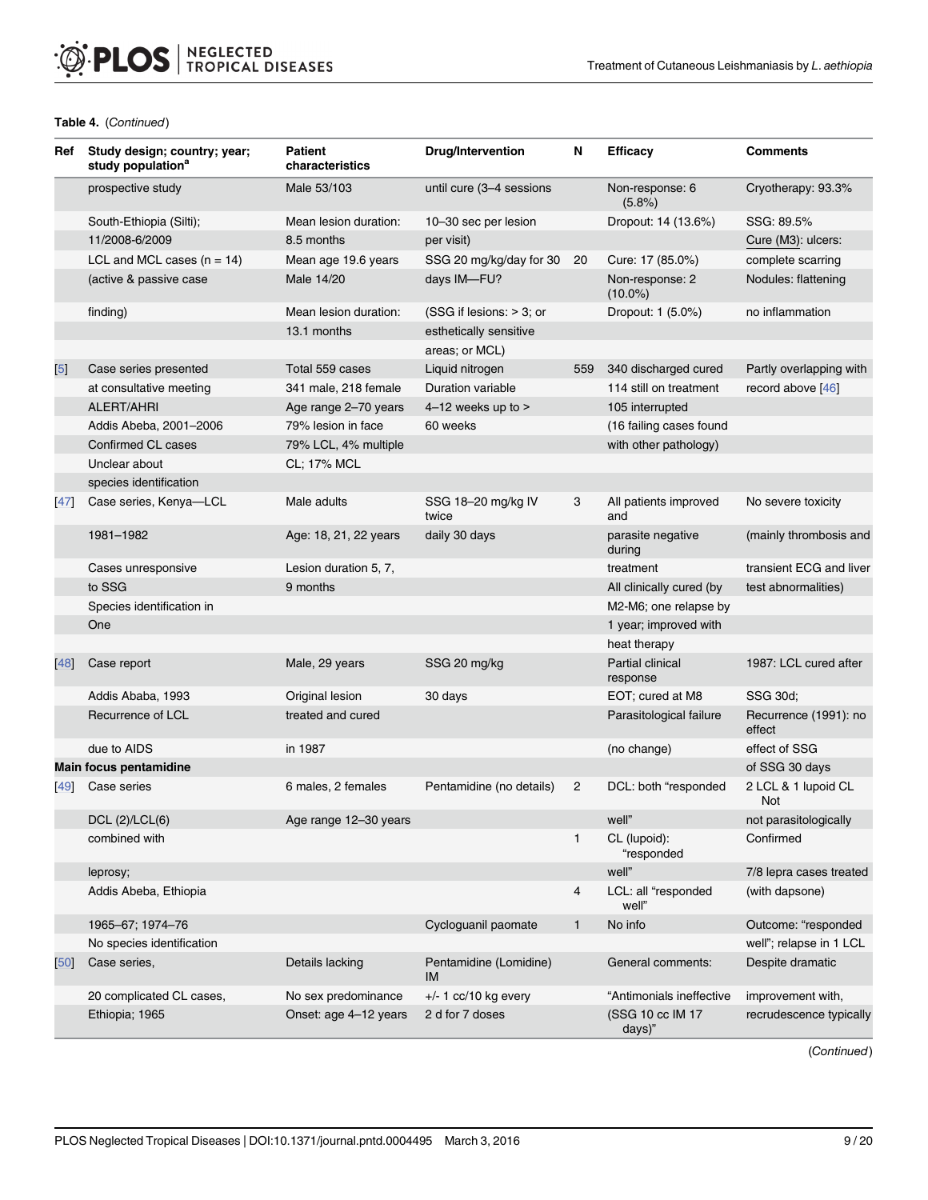**Table 4.** (*Continued*)

| Ref | Study design; country; year; study population[a] | Patient characteristics | Drug/Intervention | N | Efficacy | Comments |
|---|---|---|---|---|---|---|
| | prospective study | Male 53/103 | until cure (3–4 sessions | | Non-response: 6 (5.8%) | Cryotherapy: 93.3% |
| | South-Ethiopia (Silti); | Mean lesion duration: | 10–30 sec per lesion | | Dropout: 14 (13.6%) | SSG: 89.5% |
| | 11/2008-6/2009 | 8.5 months | per visit) | | | Cure (M3): ulcers: |
| | LCL and MCL cases (n = 14) | Mean age 19.6 years | SSG 20 mg/kg/day for 30 | 20 | Cure: 17 (85.0%) | complete scarring |
| | (active & passive case | Male 14/20 | days IM—FU? | | Non-response: 2 (10.0%) | Nodules: flattening |
| | finding) | Mean lesion duration: | (SSG if lesions: > 3; or | | Dropout: 1 (5.0%) | no inflammation |
| | | 13.1 months | esthetically sensitive | | | |
| | | | areas; or MCL) | | | |
| [5] | Case series presented | Total 559 cases | Liquid nitrogen | 559 | 340 discharged cured | Partly overlapping with |
| | at consultative meeting | 341 male, 218 female | Duration variable | | 114 still on treatment | record above [46] |
| | ALERT/AHRI | Age range 2–70 years | 4–12 weeks up to > | | 105 interrupted | |
| | Addis Abeba, 2001–2006 | 79% lesion in face | 60 weeks | | (16 failing cases found | |
| | Confirmed CL cases | 79% LCL, 4% multiple | | | with other pathology) | |
| | Unclear about | CL; 17% MCL | | | | |
| | species identification | | | | | |
| [47] | Case series, Kenya—LCL | Male adults | SSG 18–20 mg/kg IV twice | 3 | All patients improved and | No severe toxicity |
| | 1981–1982 | Age: 18, 21, 22 years | daily 30 days | | parasite negative during | (mainly thrombosis and |
| | Cases unresponsive | Lesion duration 5, 7, | | | treatment | transient ECG and liver |
| | to SSG | 9 months | | | All clinically cured (by | test abnormalities) |
| | Species identification in | | | | M2-M6; one relapse by | |
| | One | | | | 1 year; improved with | |
| | | | | | heat therapy | |
| [48] | Case report | Male, 29 years | SSG 20 mg/kg | | Partial clinical response | 1987: LCL cured after |
| | Addis Ababa, 1993 | Original lesion | 30 days | | EOT; cured at M8 | SSG 30d; |
| | Recurrence of LCL | treated and cured | | | Parasitological failure | Recurrence (1991): no effect |
| | due to AIDS | in 1987 | | | (no change) | effect of SSG |
| **Main focus pentamidine** | | | | | | of SSG 30 days |
| [49] | Case series | 6 males, 2 females | Pentamidine (no details) | 2 | DCL: both "responded | 2 LCL & 1 lupoid CL Not |
| | DCL (2)/LCL(6) | Age range 12–30 years | | | well" | not parasitologically |
| | combined with | | | 1 | CL (lupoid): "responded | Confirmed |
| | leprosy; | | | | well" | 7/8 lepra cases treated |
| | Addis Ababa, Ethiopia | | | 4 | LCL: all "responded well" | (with dapsone) |
| | 1965–67; 1974–76 | | Cycloguanil paomate | 1 | No info | Outcome: "responded |
| | No species identification | | | | | well"; relapse in 1 LCL |
| [50] | Case series, | Details lacking | Pentamidine (Lomidine) IM | | General comments: | Despite dramatic |
| | 20 complicated CL cases, | No sex predominance | +/- 1 cc/10 kg every | | "Antimonials ineffective | improvement with, |
| | Ethiopia; 1965 | Onset: age 4–12 years | 2 d for 7 doses | | (SSG 10 cc IM 17 days)" | recrudescence typically |

(*Continued*)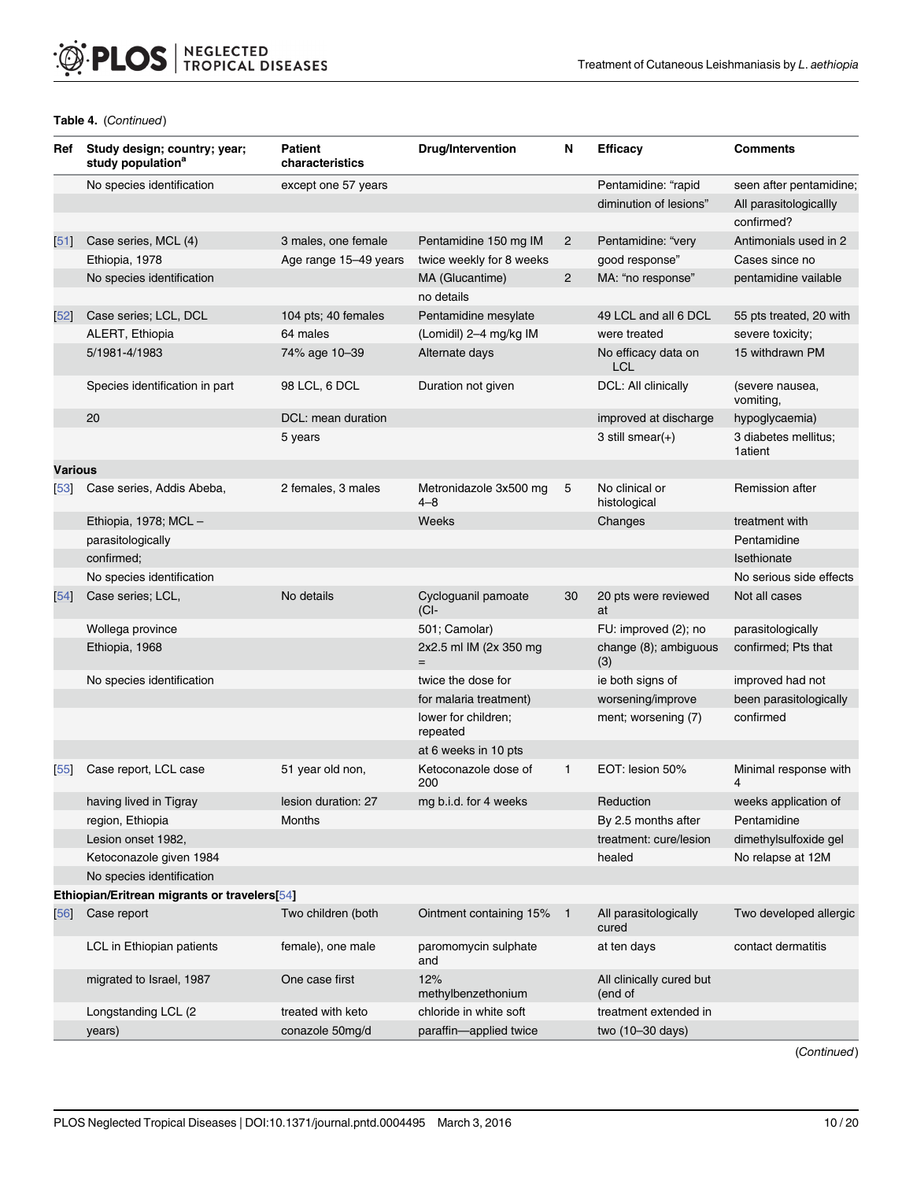**Table 4.** (*Continued*)

| Ref | Study design; country; year; study population[a] | Patient characteristics | Drug/Intervention | N | Efficacy | Comments |
|---|---|---|---|---|---|---|
| | No species identification | except one 57 years | | | Pentamidine: "rapid diminution of lesions" | seen after pentamidine; All parasitologicallly confirmed? |
| [51] | Case series, MCL (4) Ethiopia, 1978 No species identification | 3 males, one female Age range 15–49 years | Pentamidine 150 mg IM twice weekly for 8 weeks | 2 | Pentamidine: "very good response" | Antimonials used in 2 Cases since no pentamidine vailable |
| | | | MA (Glucantime) no details | 2 | MA: "no response" | |
| [52] | Case series; LCL, DCL ALERT, Ethiopia 5/1981-4/1983 Species identification in part 20 | 104 pts; 40 females 64 males 74% age 10–39 98 LCL, 6 DCL DCL: mean duration 5 years | Pentamidine mesylate (Lomidil) 2–4 mg/kg IM Alternate days Duration not given | | 49 LCL and all 6 DCL were treated No efficacy data on LCL DCL: All clinically improved at discharge 3 still smear(+) | 55 pts treated, 20 with severe toxicity; 15 withdrawn PM (severe nausea, vomiting, hypoglycaemia) 3 diabetes mellitus; 1atient |
| **Various** | | | | | | |
| [53] | Case series, Addis Abeba, Ethiopia, 1978; MCL – parasitologically confirmed; No species identification | 2 females, 3 males | Metronidazole 3x500 mg 4–8 Weeks | 5 | No clinical or histological Changes | Remission after treatment with Pentamidine Isethionate No serious side effects |
| [54] | Case series; LCL, Wollega province Ethiopia, 1968 No species identification | No details | Cycloguanil pamoate (CI- 501; Camolar) 2x2.5 ml IM (2x 350 mg = twice the dose for for malaria treatment) lower for children; repeated at 6 weeks in 10 pts | 30 | 20 pts were reviewed at FU: improved (2); no change (8); ambiguous (3) ie both signs of worsening/improvement; worsening (7) | Not all cases parasitologically confirmed; Pts that improved had not been parasitologically confirmed |
| [55] | Case report, LCL case having lived in Tigray region, Ethiopia Lesion onset 1982, Ketoconazole given 1984 No species identification | 51 year old non, lesion duration: 27 Months | Ketoconazole dose of 200 mg b.i.d. for 4 weeks | 1 | EOT: lesion 50% Reduction By 2.5 months after treatment: cure/lesion healed | Minimal response with 4 weeks application of Pentamidine dimethylsulfoxide gel No relapse at 12M |
| **Ethiopian/Eritrean migrants or travelers[54]** | | | | | | |
| [56] | Case report LCL in Ethiopian patients migrated to Israel, 1987 Longstanding LCL (2 years) | Two children (both female), one male One case first treated with keto conazole 50mg/d | Ointment containing 15% paromomycin sulphate and 12% methylbenzethonium chloride in white soft paraffin—applied twice | 1 | All parasitologically cured at ten days All clinically cured but (end of treatment extended in two (10–30 days) | Two developed allergic contact dermatitis |

(*Continued*)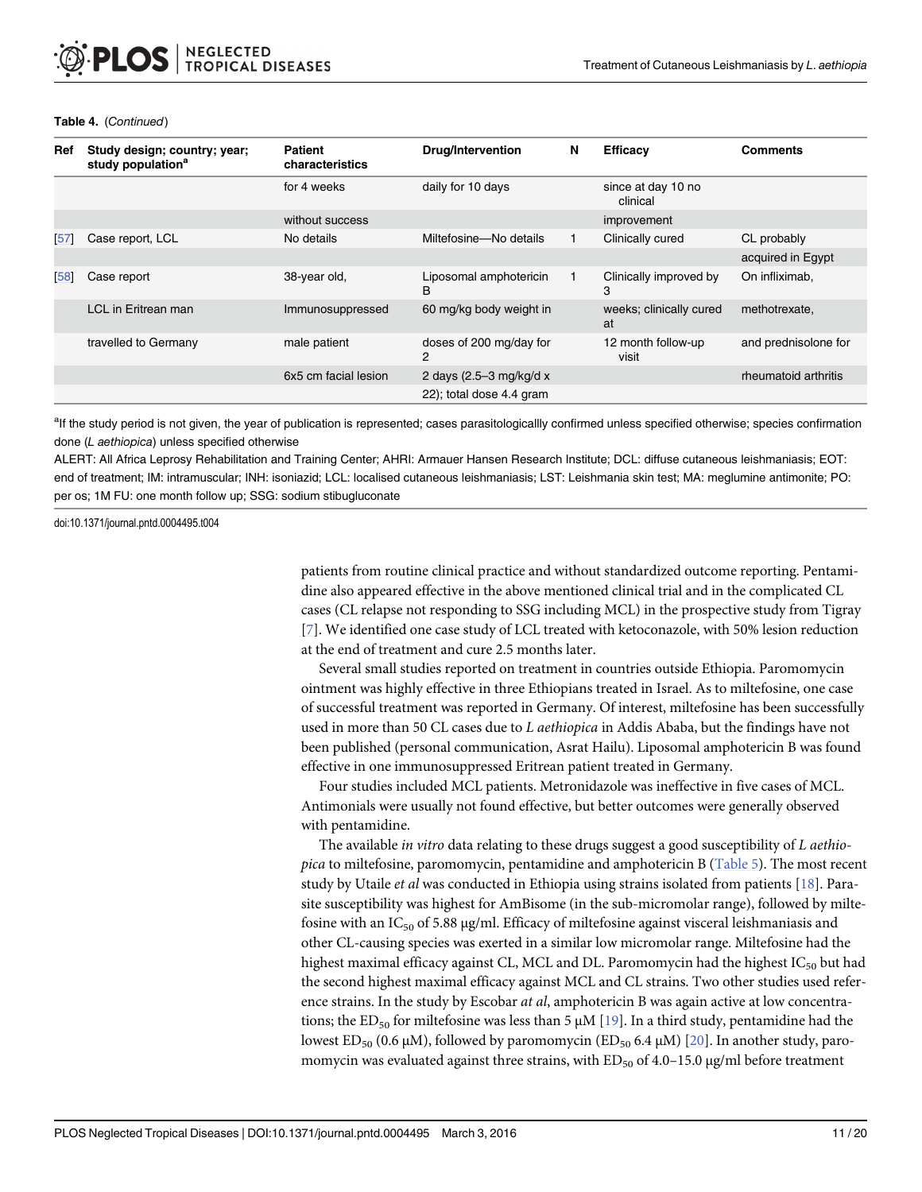**Table 4.** (*Continued*)

| Ref | Study design; country; year; study population[a] | Patient characteristics | Drug/Intervention | N | Efficacy | Comments |
|---|---|---|---|---|---|---|
| | | for 4 weeks without success | daily for 10 days | | since at day 10 no clinical improvement | |
| [57] | Case report, LCL | No details | Miltefosine—No details | 1 | Clinically cured | CL probably acquired in Egypt |
| [58] | Case report LCL in Eritrean man travelled to Germany | 38-year old, Immunosuppressed male patient 6x5 cm facial lesion | Liposomal amphotericin B 60 mg/kg body weight in doses of 200 mg/day for 2 days (2.5–3 mg/kg/d x 22); total dose 4.4 gram | 1 | Clinically improved by 3 weeks; clinically cured at 12 month follow-up visit | On infliximab, methotrexate, and prednisolone for rheumatoid arthritis |

[a]If the study period is not given, the year of publication is represented; cases parasitologicallly confirmed unless specified otherwise; species confirmation done (*L aethiopica*) unless specified otherwise

ALERT: All Africa Leprosy Rehabilitation and Training Center; AHRI: Armauer Hansen Research Institute; DCL: diffuse cutaneous leishmaniasis; EOT: end of treatment; IM: intramuscular; INH: isoniazid; LCL: localised cutaneous leishmaniasis; LST: Leishmania skin test; MA: meglumine antimonite; PO: per os; 1M FU: one month follow up; SSG: sodium stibugluconate

doi:10.1371/journal.pntd.0004495.t004

patients from routine clinical practice and without standardized outcome reporting. Pentamidine also appeared effective in the above mentioned clinical trial and in the complicated CL cases (CL relapse not responding to SSG including MCL) in the prospective study from Tigray [7]. We identified one case study of LCL treated with ketoconazole, with 50% lesion reduction at the end of treatment and cure 2.5 months later.

Several small studies reported on treatment in countries outside Ethiopia. Paromomycin ointment was highly effective in three Ethiopians treated in Israel. As to miltefosine, one case of successful treatment was reported in Germany. Of interest, miltefosine has been successfully used in more than 50 CL cases due to *L aethiopica* in Addis Ababa, but the findings have not been published (personal communication, Asrat Hailu). Liposomal amphotericin B was found effective in one immunosuppressed Eritrean patient treated in Germany.

Four studies included MCL patients. Metronidazole was ineffective in five cases of MCL. Antimonials were usually not found effective, but better outcomes were generally observed with pentamidine.

The available *in vitro* data relating to these drugs suggest a good susceptibility of *L aethiopica* to miltefosine, paromomycin, pentamidine and amphotericin B (Table 5). The most recent study by Utaile *et al* was conducted in Ethiopia using strains isolated from patients [18]. Parasite susceptibility was highest for AmBisome (in the sub-micromolar range), followed by miltefosine with an $IC_{50}$ of 5.88 μg/ml. Efficacy of miltefosine against visceral leishmaniasis and other CL-causing species was exerted in a similar low micromolar range. Miltefosine had the highest maximal efficacy against CL, MCL and DL. Paromomycin had the highest $IC_{50}$ but had the second highest maximal efficacy against MCL and CL strains. Two other studies used reference strains. In the study by Escobar *at al*, amphotericin B was again active at low concentrations; the $ED_{50}$ for miltefosine was less than 5 μM [19]. In a third study, pentamidine had the lowest $ED_{50}$ (0.6 μM), followed by paromomycin ($ED_{50}$ 6.4 μM) [20]. In another study, paromomycin was evaluated against three strains, with $ED_{50}$ of 4.0–15.0 μg/ml before treatment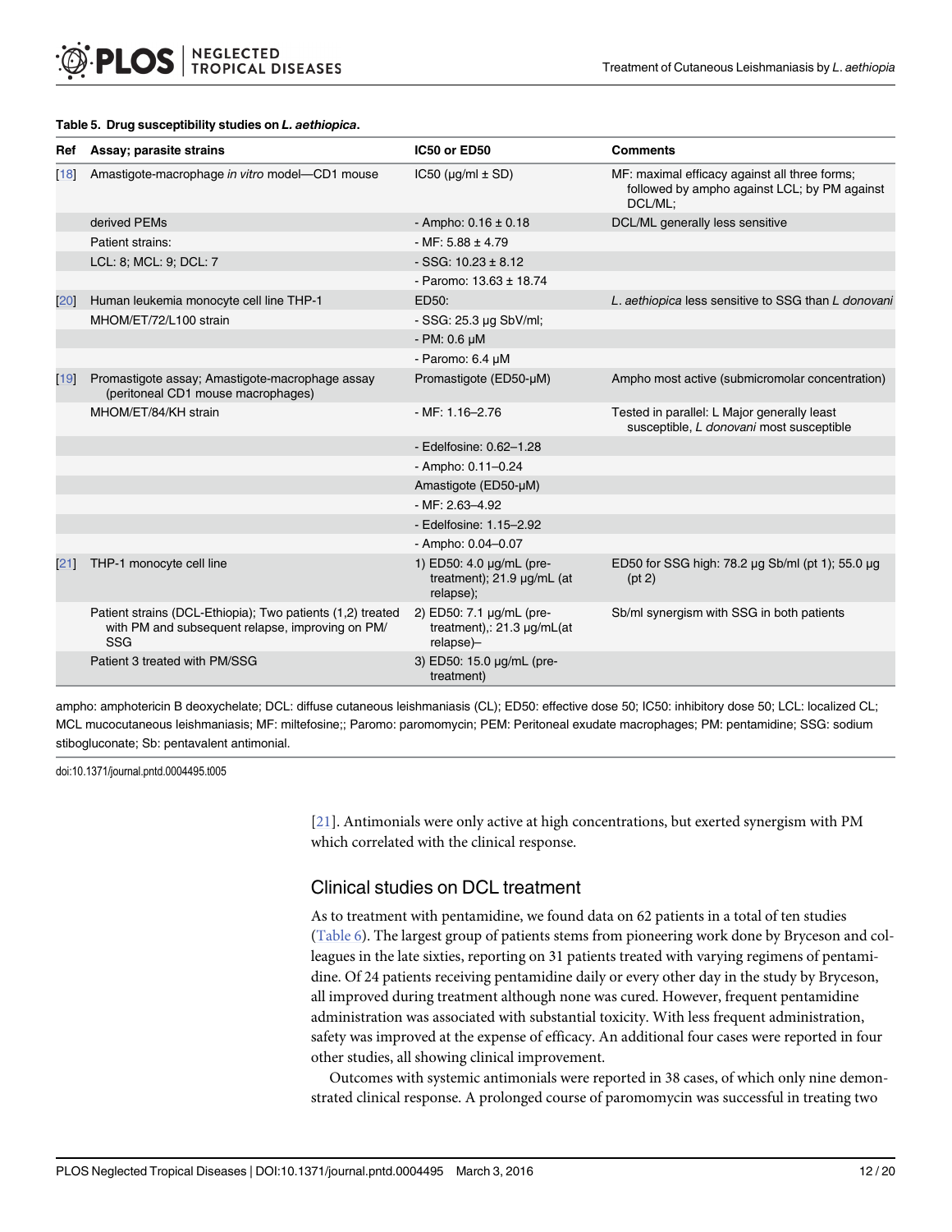**Table 5. Drug susceptibility studies on *L. aethiopica*.**

| Ref | Assay; parasite strains | IC50 or ED50 | Comments |
|---|---|---|---|
| [18] | Amastigote-macrophage *in vitro* model—CD1 mouse | IC50 (μg/ml ± SD) | MF: maximal efficacy against all three forms; followed by ampho against LCL; by PM against DCL/ML; |
| | derived PEMs | - Ampho: 0.16 ± 0.18 | DCL/ML generally less sensitive |
| | Patient strains: | - MF: 5.88 ± 4.79 | |
| | LCL: 8; MCL: 9; DCL: 7 | - SSG: 10.23 ± 8.12 | |
| | | - Paromo: 13.63 ± 18.74 | |
| [20] | Human leukemia monocyte cell line THP-1 | ED50: | *L. aethiopica* less sensitive to SSG than *L donovani* |
| | MHOM/ET/72/L100 strain | - SSG: 25.3 μg SbV/ml; | |
| | | - PM: 0.6 μM | |
| | | - Paromo: 6.4 μM | |
| [19] | Promastigote assay; Amastigote-macrophage assay (peritoneal CD1 mouse macrophages) | Promastigote (ED50-μM) | Ampho most active (submicromolar concentration) |
| | MHOM/ET/84/KH strain | - MF: 1.16–2.76 | Tested in parallel: L Major generally least susceptible, *L donovani* most susceptible |
| | | - Edelfosine: 0.62–1.28 | |
| | | - Ampho: 0.11–0.24 | |
| | | Amastigote (ED50-μM) | |
| | | - MF: 2.63–4.92 | |
| | | - Edelfosine: 1.15–2.92 | |
| | | - Ampho: 0.04–0.07 | |
| [21] | THP-1 monocyte cell line | 1) ED50: 4.0 μg/mL (pre-treatment); 21.9 μg/mL (at relapse); | ED50 for SSG high: 78.2 μg Sb/ml (pt 1); 55.0 μg (pt 2) |
| | Patient strains (DCL-Ethiopia); Two patients (1,2) treated with PM and subsequent relapse, improving on PM/SSG | 2) ED50: 7.1 μg/mL (pre-treatment),: 21.3 μg/mL(at relapse)– | Sb/ml synergism with SSG in both patients |
| | Patient 3 treated with PM/SSG | 3) ED50: 15.0 μg/mL (pre-treatment) | |

ampho: amphotericin B deoxychelate; DCL: diffuse cutaneous leishmaniasis (CL); ED50: effective dose 50; IC50: inhibitory dose 50; LCL: localized CL; MCL mucocutaneous leishmaniasis; MF: miltefosine;; Paromo: paromomycin; PEM: Peritoneal exudate macrophages; PM: pentamidine; SSG: sodium stibogluconate; Sb: pentavalent antimonial.

doi:10.1371/journal.pntd.0004495.t005

[21]. Antimonials were only active at high concentrations, but exerted synergism with PM which correlated with the clinical response.

## Clinical studies on DCL treatment

As to treatment with pentamidine, we found data on 62 patients in a total of ten studies (Table 6). The largest group of patients stems from pioneering work done by Bryceson and colleagues in the late sixties, reporting on 31 patients treated with varying regimens of pentamidine. Of 24 patients receiving pentamidine daily or every other day in the study by Bryceson, all improved during treatment although none was cured. However, frequent pentamidine administration was associated with substantial toxicity. With less frequent administration, safety was improved at the expense of efficacy. An additional four cases were reported in four other studies, all showing clinical improvement.

Outcomes with systemic antimonials were reported in 38 cases, of which only nine demonstrated clinical response. A prolonged course of paromomycin was successful in treating two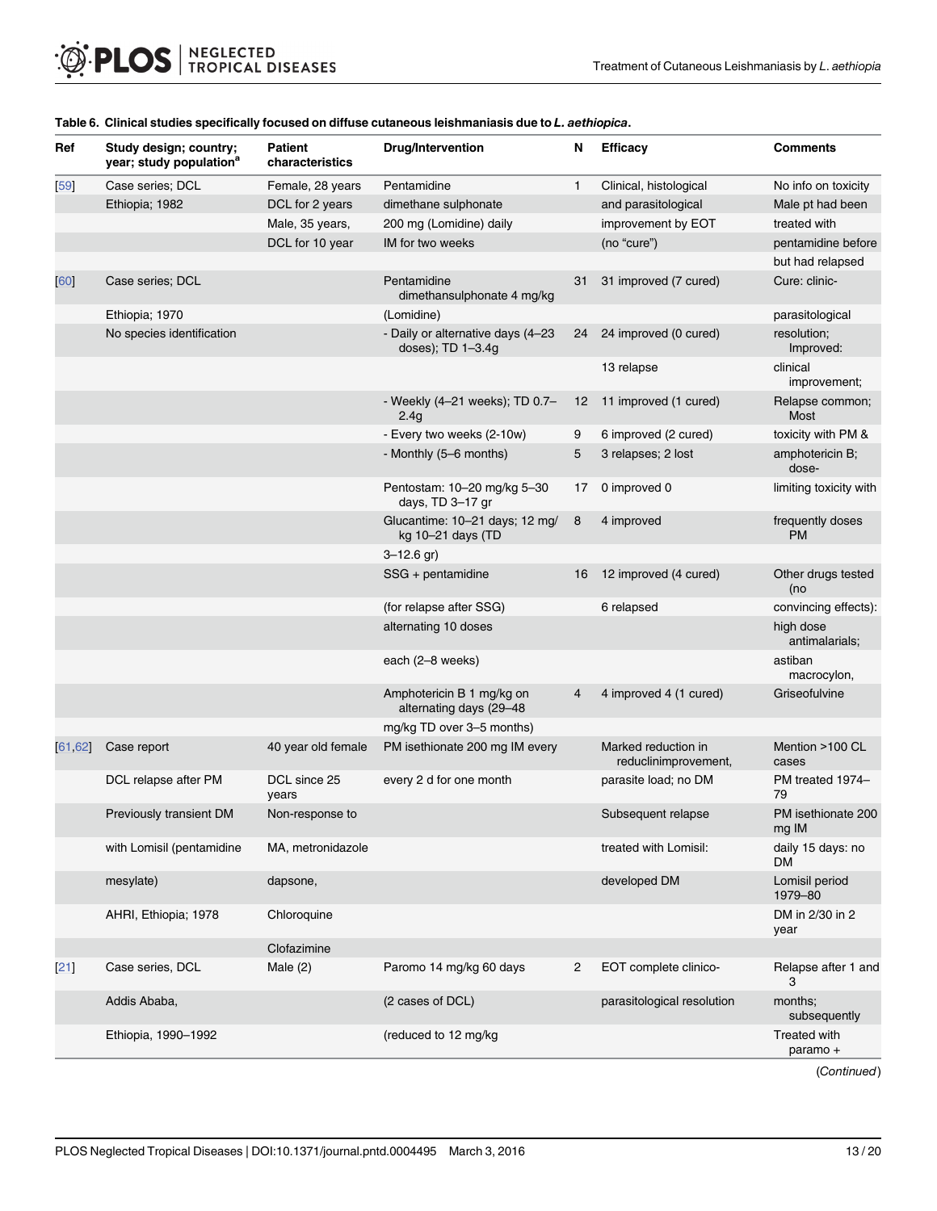**Table 6. Clinical studies specifically focused on diffuse cutaneous leishmaniasis due to *L. aethiopica*.**

| Ref | Study design; country; year; study population[a] | Patient characteristics | Drug/Intervention | N | Efficacy | Comments |
|---|---|---|---|---|---|---|
| [59] | Case series; DCL | Female, 28 years | Pentamidine | 1 | Clinical, histological | No info on toxicity |
| | Ethiopia; 1982 | DCL for 2 years | dimethane sulphonate | | and parasitological | Male pt had been |
| | | Male, 35 years, | 200 mg (Lomidine) daily | | improvement by EOT | treated with |
| | | DCL for 10 year | IM for two weeks | | (no "cure") | pentamidine before |
| | | | | | | but had relapsed |
| [60] | Case series; DCL | | Pentamidine dimethansulphonate 4 mg/kg | 31 | 31 improved (7 cured) | Cure: clinic- |
| | Ethiopia; 1970 | | (Lomidine) | | | parasitological |
| | No species identification | | - Daily or alternative days (4–23 doses); TD 1–3.4g | 24 | 24 improved (0 cured) | resolution; Improved: |
| | | | | | 13 relapse | clinical improvement; |
| | | | - Weekly (4–21 weeks); TD 0.7–2.4g | 12 | 11 improved (1 cured) | Relapse common; Most |
| | | | - Every two weeks (2-10w) | 9 | 6 improved (2 cured) | toxicity with PM & |
| | | | - Monthly (5–6 months) | 5 | 3 relapses; 2 lost | amphotericin B; dose- |
| | | | Pentostam: 10–20 mg/kg 5–30 days, TD 3–17 gr | 17 | 0 improved 0 | limiting toxicity with |
| | | | Glucantime: 10–21 days; 12 mg/kg 10–21 days (TD | 8 | 4 improved | frequently doses PM |
| | | | 3–12.6 gr) | | | |
| | | | SSG + pentamidine | 16 | 12 improved (4 cured) | Other drugs tested (no |
| | | | (for relapse after SSG) | | 6 relapsed | convincing effects): |
| | | | alternating 10 doses | | | high dose antimalarials; |
| | | | each (2–8 weeks) | | | astiban macrocylon, |
| | | | Amphotericin B 1 mg/kg on alternating days (29–48 | 4 | 4 improved 4 (1 cured) | Griseofulvine |
| | | | mg/kg TD over 3–5 months) | | | |
| [61,62] | Case report | 40 year old female | PM isethionate 200 mg IM every | | Marked reduction in reduclinimprovement, | Mention >100 CL cases |
| | DCL relapse after PM | DCL since 25 years | every 2 d for one month | | parasite load; no DM | PM treated 1974–79 |
| | Previously transient DM | Non-response to | | | Subsequent relapse | PM isethionate 200 mg IM |
| | with Lomisil (pentamidine | MA, metronidazole | | | treated with Lomisil: | daily 15 days: no DM |
| | mesylate) | dapsone, | | | developed DM | Lomisil period 1979–80 |
| | AHRI, Ethiopia; 1978 | Chloroquine | | | | DM in 2/30 in 2 year |
| | | Clofazimine | | | | |
| [21] | Case series, DCL | Male (2) | Paromo 14 mg/kg 60 days | 2 | EOT complete clinico- | Relapse after 1 and 3 |
| | Addis Ababa, | | (2 cases of DCL) | | parasitological resolution | months; subsequently |
| | Ethiopia, 1990–1992 | | (reduced to 12 mg/kg | | | Treated with paramo + |

(Continued)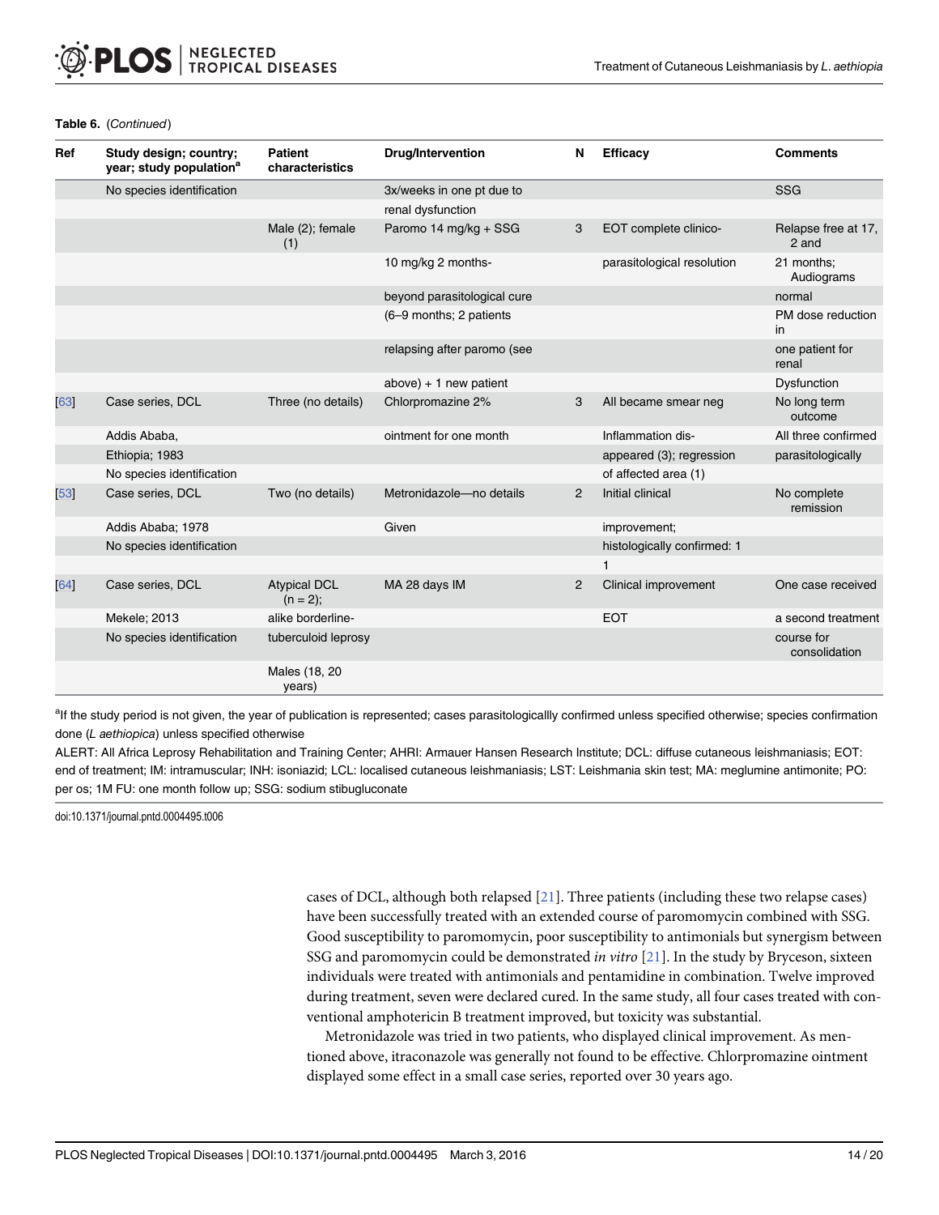**Table 6.** (*Continued*)

| Ref | Study design; country; year; study population[a] | Patient characteristics | Drug/Intervention | N | Efficacy | Comments |
|---|---|---|---|---|---|---|
| | No species identification | | 3x/weeks in one pt due to | | | SSG |
| | | | renal dysfunction | | | |
| | | Male (2); female (1) | Paromo 14 mg/kg + SSG | 3 | EOT complete clinico- | Relapse free at 17, 2 and |
| | | | 10 mg/kg 2 months- | | parasitological resolution | 21 months; Audiograms |
| | | | beyond parasitological cure | | | normal |
| | | | (6–9 months; 2 patients | | | PM dose reduction in |
| | | | relapsing after paromo (see | | | one patient for renal |
| | | | above) + 1 new patient | | | Dysfunction |
| [63] | Case series, DCL | Three (no details) | Chlorpromazine 2% | 3 | All became smear neg | No long term outcome |
| | Addis Ababa, | | ointment for one month | | Inflammation dis- | All three confirmed |
| | Ethiopia; 1983 | | | | appeared (3); regression | parasitologically |
| | No species identification | | | | of affected area (1) | |
| [53] | Case series, DCL | Two (no details) | Metronidazole—no details | 2 | Initial clinical | No complete remission |
| | Addis Ababa; 1978 | | Given | | improvement; | |
| | No species identification | | | | histologically confirmed: 1 | |
| | | | | | 1 | |
| [64] | Case series, DCL | Atypical DCL (n = 2); | MA 28 days IM | 2 | Clinical improvement | One case received |
| | Mekele; 2013 | alike borderline- | | | EOT | a second treatment |
| | No species identification | tuberculoid leprosy | | | | course for consolidation |
| | | Males (18, 20 years) | | | | |

[a]If the study period is not given, the year of publication is represented; cases parasitologicallly confirmed unless specified otherwise; species confirmation done (*L aethiopica*) unless specified otherwise

ALERT: All Africa Leprosy Rehabilitation and Training Center; AHRI: Armauer Hansen Research Institute; DCL: diffuse cutaneous leishmaniasis; EOT: end of treatment; IM: intramuscular; INH: isoniazid; LCL: localised cutaneous leishmaniasis; LST: Leishmania skin test; MA: meglumine antimonite; PO: per os; 1M FU: one month follow up; SSG: sodium stibugluconate

doi:10.1371/journal.pntd.0004495.t006

cases of DCL, although both relapsed [21]. Three patients (including these two relapse cases) have been successfully treated with an extended course of paromomycin combined with SSG. Good susceptibility to paromomycin, poor susceptibility to antimonials but synergism between SSG and paromomycin could be demonstrated *in vitro* [21]. In the study by Bryceson, sixteen individuals were treated with antimonials and pentamidine in combination. Twelve improved during treatment, seven were declared cured. In the same study, all four cases treated with conventional amphotericin B treatment improved, but toxicity was substantial.

Metronidazole was tried in two patients, who displayed clinical improvement. As mentioned above, itraconazole was generally not found to be effective. Chlorpromazine ointment displayed some effect in a small case series, reported over 30 years ago.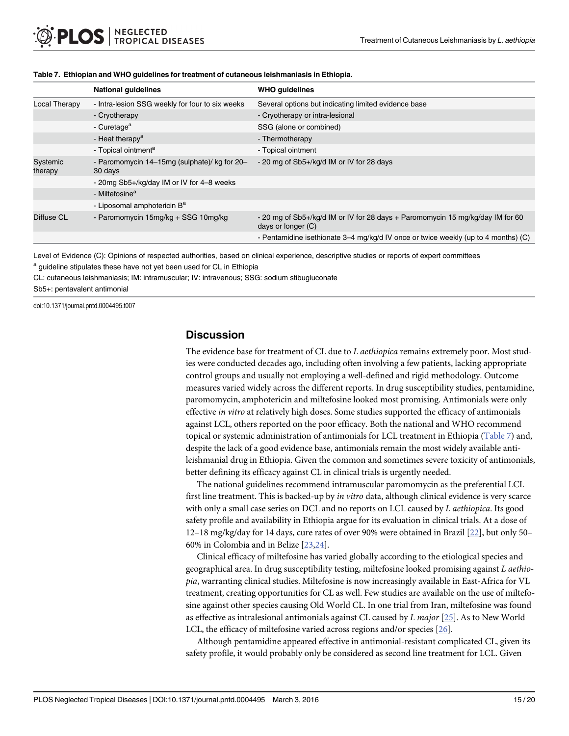**Table 7. Ethiopian and WHO guidelines for treatment of cutaneous leishmaniasis in Ethiopia.**

| | National guidelines | WHO guidelines |
|---|---|---|
| Local Therapy | - Intra-lesion SSG weekly for four to six weeks | Several options but indicating limited evidence base |
| | - Cryotherapy | - Cryotherapy or intra-lesional |
| | - Curetage[a] | SSG (alone or combined) |
| | - Heat therapy[a] | - Thermotherapy |
| | - Topical ointment[a] | - Topical ointment |
| Systemic therapy | - Paromomycin 14–15mg (sulphate)/ kg for 20–30 days | - 20 mg of Sb5+/kg/d IM or IV for 28 days |
| | - 20mg Sb5+/kg/day IM or IV for 4–8 weeks | |
| | - Miltefosine[a] | |
| | - Liposomal amphotericin B[a] | |
| Diffuse CL | - Paromomycin 15mg/kg + SSG 10mg/kg | - 20 mg of Sb5+/kg/d IM or IV for 28 days + Paromomycin 15 mg/kg/day IM for 60 days or longer (C) |
| | | - Pentamidine isethionate 3–4 mg/kg/d IV once or twice weekly (up to 4 months) (C) |

Level of Evidence (C): Opinions of respected authorities, based on clinical experience, descriptive studies or reports of expert committees

[a] guideline stipulates these have not yet been used for CL in Ethiopia

CL: cutaneous leishmaniasis; IM: intramuscular; IV: intravenous; SSG: sodium stibugluconate

Sb5+: pentavalent antimonial

doi:10.1371/journal.pntd.0004495.t007

## Discussion

The evidence base for treatment of CL due to *L aethiopica* remains extremely poor. Most studies were conducted decades ago, including often involving a few patients, lacking appropriate control groups and usually not employing a well-defined and rigid methodology. Outcome measures varied widely across the different reports. In drug susceptibility studies, pentamidine, paromomycin, amphotericin and miltefosine looked most promising. Antimonials were only effective *in vitro* at relatively high doses. Some studies supported the efficacy of antimonials against LCL, others reported on the poor efficacy. Both the national and WHO recommend topical or systemic administration of antimonials for LCL treatment in Ethiopia (Table 7) and, despite the lack of a good evidence base, antimonials remain the most widely available anti-leishmanial drug in Ethiopia. Given the common and sometimes severe toxicity of antimonials, better defining its efficacy against CL in clinical trials is urgently needed.

The national guidelines recommend intramuscular paromomycin as the preferential LCL first line treatment. This is backed-up by *in vitro* data, although clinical evidence is very scarce with only a small case series on DCL and no reports on LCL caused by *L aethiopica*. Its good safety profile and availability in Ethiopia argue for its evaluation in clinical trials. At a dose of 12–18 mg/kg/day for 14 days, cure rates of over 90% were obtained in Brazil [22], but only 50–60% in Colombia and in Belize [23,24].

Clinical efficacy of miltefosine has varied globally according to the etiological species and geographical area. In drug susceptibility testing, miltefosine looked promising against *L aethiopia*, warranting clinical studies. Miltefosine is now increasingly available in East-Africa for VL treatment, creating opportunities for CL as well. Few studies are available on the use of miltefosine against other species causing Old World CL. In one trial from Iran, miltefosine was found as effective as intralesional antimonials against CL caused by *L major* [25]. As to New World LCL, the efficacy of miltefosine varied across regions and/or species [26].

Although pentamidine appeared effective in antimonial-resistant complicated CL, given its safety profile, it would probably only be considered as second line treatment for LCL. Given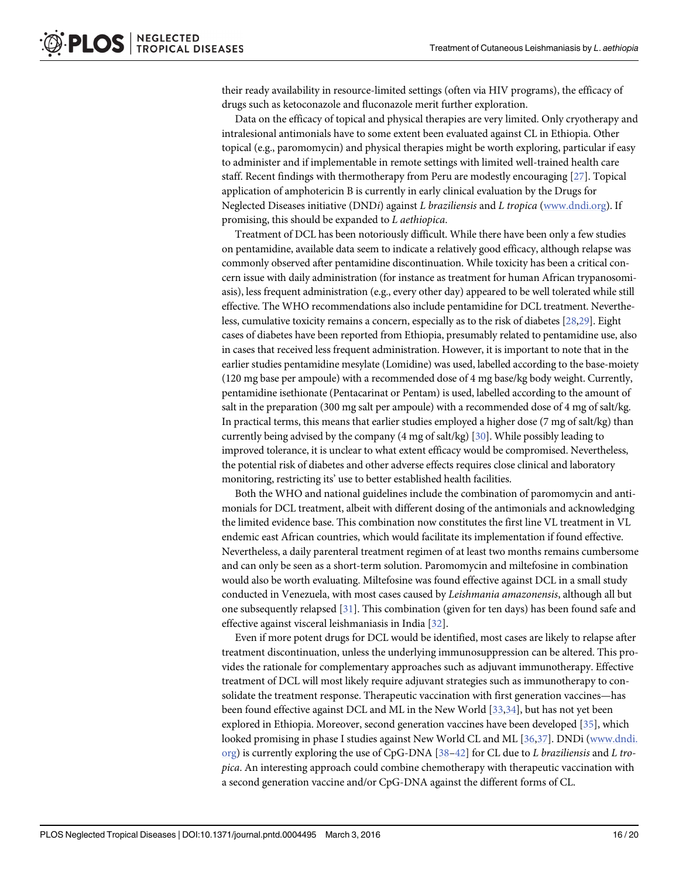their ready availability in resource-limited settings (often via HIV programs), the efficacy of drugs such as ketoconazole and fluconazole merit further exploration.

Data on the efficacy of topical and physical therapies are very limited. Only cryotherapy and intralesional antimonials have to some extent been evaluated against CL in Ethiopia. Other topical (e.g., paromomycin) and physical therapies might be worth exploring, particular if easy to administer and if implementable in remote settings with limited well-trained health care staff. Recent findings with thermotherapy from Peru are modestly encouraging [27]. Topical application of amphotericin B is currently in early clinical evaluation by the Drugs for Neglected Diseases initiative (DND*i*) against *L braziliensis* and *L tropica* (www.dndi.org). If promising, this should be expanded to *L aethiopica*.

Treatment of DCL has been notoriously difficult. While there have been only a few studies on pentamidine, available data seem to indicate a relatively good efficacy, although relapse was commonly observed after pentamidine discontinuation. While toxicity has been a critical concern issue with daily administration (for instance as treatment for human African trypanosomiasis), less frequent administration (e.g., every other day) appeared to be well tolerated while still effective. The WHO recommendations also include pentamidine for DCL treatment. Nevertheless, cumulative toxicity remains a concern, especially as to the risk of diabetes [28,29]. Eight cases of diabetes have been reported from Ethiopia, presumably related to pentamidine use, also in cases that received less frequent administration. However, it is important to note that in the earlier studies pentamidine mesylate (Lomidine) was used, labelled according to the base-moiety (120 mg base per ampoule) with a recommended dose of 4 mg base/kg body weight. Currently, pentamidine isethionate (Pentacarinat or Pentam) is used, labelled according to the amount of salt in the preparation (300 mg salt per ampoule) with a recommended dose of 4 mg of salt/kg. In practical terms, this means that earlier studies employed a higher dose (7 mg of salt/kg) than currently being advised by the company (4 mg of salt/kg) [30]. While possibly leading to improved tolerance, it is unclear to what extent efficacy would be compromised. Nevertheless, the potential risk of diabetes and other adverse effects requires close clinical and laboratory monitoring, restricting its' use to better established health facilities.

Both the WHO and national guidelines include the combination of paromomycin and antimonials for DCL treatment, albeit with different dosing of the antimonials and acknowledging the limited evidence base. This combination now constitutes the first line VL treatment in VL endemic east African countries, which would facilitate its implementation if found effective. Nevertheless, a daily parenteral treatment regimen of at least two months remains cumbersome and can only be seen as a short-term solution. Paromomycin and miltefosine in combination would also be worth evaluating. Miltefosine was found effective against DCL in a small study conducted in Venezuela, with most cases caused by *Leishmania amazonensis*, although all but one subsequently relapsed [31]. This combination (given for ten days) has been found safe and effective against visceral leishmaniasis in India [32].

Even if more potent drugs for DCL would be identified, most cases are likely to relapse after treatment discontinuation, unless the underlying immunosuppression can be altered. This provides the rationale for complementary approaches such as adjuvant immunotherapy. Effective treatment of DCL will most likely require adjuvant strategies such as immunotherapy to consolidate the treatment response. Therapeutic vaccination with first generation vaccines—has been found effective against DCL and ML in the New World [33,34], but has not yet been explored in Ethiopia. Moreover, second generation vaccines have been developed [35], which looked promising in phase I studies against New World CL and ML [36,37]. DNDi (www.dndi.org) is currently exploring the use of CpG-DNA [38–42] for CL due to *L braziliensis* and *L tropica*. An interesting approach could combine chemotherapy with therapeutic vaccination with a second generation vaccine and/or CpG-DNA against the different forms of CL.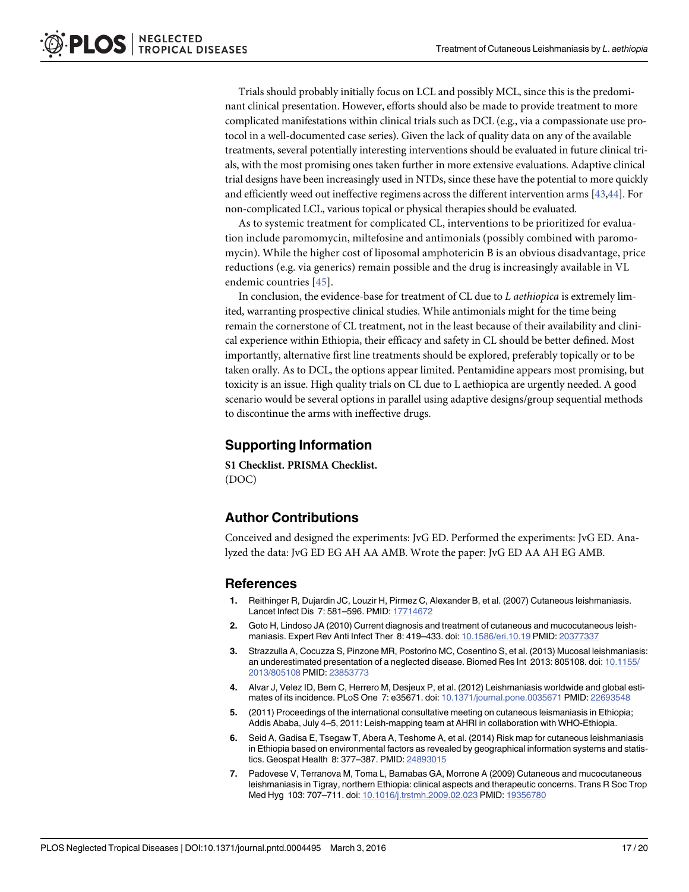Trials should probably initially focus on LCL and possibly MCL, since this is the predominant clinical presentation. However, efforts should also be made to provide treatment to more complicated manifestations within clinical trials such as DCL (e.g., via a compassionate use protocol in a well-documented case series). Given the lack of quality data on any of the available treatments, several potentially interesting interventions should be evaluated in future clinical trials, with the most promising ones taken further in more extensive evaluations. Adaptive clinical trial designs have been increasingly used in NTDs, since these have the potential to more quickly and efficiently weed out ineffective regimens across the different intervention arms [43,44]. For non-complicated LCL, various topical or physical therapies should be evaluated.

As to systemic treatment for complicated CL, interventions to be prioritized for evaluation include paromomycin, miltefosine and antimonials (possibly combined with paromomycin). While the higher cost of liposomal amphotericin B is an obvious disadvantage, price reductions (e.g. via generics) remain possible and the drug is increasingly available in VL endemic countries [45].

In conclusion, the evidence-base for treatment of CL due to *L aethiopica* is extremely limited, warranting prospective clinical studies. While antimonials might for the time being remain the cornerstone of CL treatment, not in the least because of their availability and clinical experience within Ethiopia, their efficacy and safety in CL should be better defined. Most importantly, alternative first line treatments should be explored, preferably topically or to be taken orally. As to DCL, the options appear limited. Pentamidine appears most promising, but toxicity is an issue. High quality trials on CL due to L aethiopica are urgently needed. A good scenario would be several options in parallel using adaptive designs/group sequential methods to discontinue the arms with ineffective drugs.

## Supporting Information

**S1 Checklist. PRISMA Checklist.**
(DOC)

## Author Contributions

Conceived and designed the experiments: JvG ED. Performed the experiments: JvG ED. Analyzed the data: JvG ED EG AH AA AMB. Wrote the paper: JvG ED AA AH EG AMB.

## References

1. Reithinger R, Dujardin JC, Louzir H, Pirmez C, Alexander B, et al. (2007) Cutaneous leishmaniasis. Lancet Infect Dis 7: 581–596. PMID: 17714672
2. Goto H, Lindoso JA (2010) Current diagnosis and treatment of cutaneous and mucocutaneous leishmaniasis. Expert Rev Anti Infect Ther 8: 419–433. doi: 10.1586/eri.10.19 PMID: 20377337
3. Strazzulla A, Cocuzza S, Pinzone MR, Postorino MC, Cosentino S, et al. (2013) Mucosal leishmaniasis: an underestimated presentation of a neglected disease. Biomed Res Int 2013: 805108. doi: 10.1155/2013/805108 PMID: 23853773
4. Alvar J, Velez ID, Bern C, Herrero M, Desjeux P, et al. (2012) Leishmaniasis worldwide and global estimates of its incidence. PLoS One 7: e35671. doi: 10.1371/journal.pone.0035671 PMID: 22693548
5. (2011) Proceedings of the international consultative meeting on cutaneous leismaniasis in Ethiopia; Addis Ababa, July 4–5, 2011: Leish-mapping team at AHRI in collaboration with WHO-Ethiopia.
6. Seid A, Gadisa E, Tsegaw T, Abera A, Teshome A, et al. (2014) Risk map for cutaneous leishmaniasis in Ethiopia based on environmental factors as revealed by geographical information systems and statistics. Geospat Health 8: 377–387. PMID: 24893015
7. Padovese V, Terranova M, Toma L, Barnabas GA, Morrone A (2009) Cutaneous and mucocutaneous leishmaniasis in Tigray, northern Ethiopia: clinical aspects and therapeutic concerns. Trans R Soc Trop Med Hyg 103: 707–711. doi: 10.1016/j.trstmh.2009.02.023 PMID: 19356780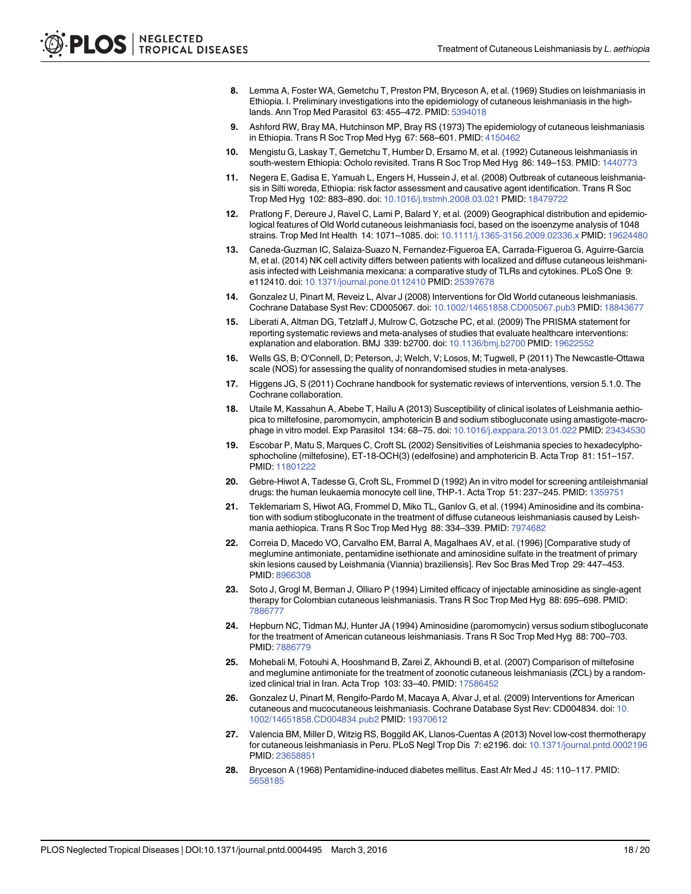8. Lemma A, Foster WA, Gemetchu T, Preston PM, Bryceson A, et al. (1969) Studies on leishmaniasis in Ethiopia. I. Preliminary investigations into the epidemiology of cutaneous leishmaniasis in the highlands. Ann Trop Med Parasitol 63: 455–472. PMID: 5394018

9. Ashford RW, Bray MA, Hutchinson MP, Bray RS (1973) The epidemiology of cutaneous leishmaniasis in Ethiopia. Trans R Soc Trop Med Hyg 67: 568–601. PMID: 4150462

10. Mengistu G, Laskay T, Gemetchu T, Humber D, Ersamo M, et al. (1992) Cutaneous leishmaniasis in south-western Ethiopia: Ocholo revisited. Trans R Soc Trop Med Hyg 86: 149–153. PMID: 1440773

11. Negera E, Gadisa E, Yamuah L, Engers H, Hussein J, et al. (2008) Outbreak of cutaneous leishmaniasis in Silti woreda, Ethiopia: risk factor assessment and causative agent identification. Trans R Soc Trop Med Hyg 102: 883–890. doi: 10.1016/j.trstmh.2008.03.021 PMID: 18479722

12. Pratlong F, Dereure J, Ravel C, Lami P, Balard Y, et al. (2009) Geographical distribution and epidemiological features of Old World cutaneous leishmaniasis foci, based on the isoenzyme analysis of 1048 strains. Trop Med Int Health 14: 1071–1085. doi: 10.1111/j.1365-3156.2009.02336.x PMID: 19624480

13. Caneda-Guzman IC, Salaiza-Suazo N, Fernandez-Figueroa EA, Carrada-Figueroa G, Aguirre-Garcia M, et al. (2014) NK cell activity differs between patients with localized and diffuse cutaneous leishmaniasis infected with Leishmania mexicana: a comparative study of TLRs and cytokines. PLoS One 9: e112410. doi: 10.1371/journal.pone.0112410 PMID: 25397678

14. Gonzalez U, Pinart M, Reveiz L, Alvar J (2008) Interventions for Old World cutaneous leishmaniasis. Cochrane Database Syst Rev: CD005067. doi: 10.1002/14651858.CD005067.pub3 PMID: 18843677

15. Liberati A, Altman DG, Tetzlaff J, Mulrow C, Gotzsche PC, et al. (2009) The PRISMA statement for reporting systematic reviews and meta-analyses of studies that evaluate healthcare interventions: explanation and elaboration. BMJ 339: b2700. doi: 10.1136/bmj.b2700 PMID: 19622552

16. Wells GS, B; O'Connell, D; Peterson, J; Welch, V; Losos, M; Tugwell, P (2011) The Newcastle-Ottawa scale (NOS) for assessing the quality of nonrandomised studies in meta-analyses.

17. Higgens JG, S (2011) Cochrane handbook for systematic reviews of interventions, version 5.1.0. The Cochrane collaboration.

18. Utaile M, Kassahun A, Abebe T, Hailu A (2013) Susceptibility of clinical isolates of Leishmania aethiopica to miltefosine, paromomycin, amphotericin B and sodium stibogluconate using amastigote-macrophage in vitro model. Exp Parasitol 134: 68–75. doi: 10.1016/j.exppara.2013.01.022 PMID: 23434530

19. Escobar P, Matu S, Marques C, Croft SL (2002) Sensitivities of Leishmania species to hexadecylphosphocholine (miltefosine), ET-18-OCH(3) (edelfosine) and amphotericin B. Acta Trop 81: 151–157. PMID: 11801222

20. Gebre-Hiwot A, Tadesse G, Croft SL, Frommel D (1992) An in vitro model for screening antileishmanial drugs: the human leukaemia monocyte cell line, THP-1. Acta Trop 51: 237–245. PMID: 1359751

21. Teklemariam S, Hiwot AG, Frommel D, Miko TL, Ganlov G, et al. (1994) Aminosidine and its combination with sodium stibogluconate in the treatment of diffuse cutaneous leishmaniasis caused by Leishmania aethiopica. Trans R Soc Trop Med Hyg 88: 334–339. PMID: 7974682

22. Correia D, Macedo VO, Carvalho EM, Barral A, Magalhaes AV, et al. (1996) [Comparative study of meglumine antimoniate, pentamidine isethionate and aminosidine sulfate in the treatment of primary skin lesions caused by Leishmania (Viannia) braziliensis]. Rev Soc Bras Med Trop 29: 447–453. PMID: 8966308

23. Soto J, Grogl M, Berman J, Olliaro P (1994) Limited efficacy of injectable aminosidine as single-agent therapy for Colombian cutaneous leishmaniasis. Trans R Soc Trop Med Hyg 88: 695–698. PMID: 7886777

24. Hepburn NC, Tidman MJ, Hunter JA (1994) Aminosidine (paromomycin) versus sodium stibogluconate for the treatment of American cutaneous leishmaniasis. Trans R Soc Trop Med Hyg 88: 700–703. PMID: 7886779

25. Mohebali M, Fotouhi A, Hooshmand B, Zarei Z, Akhoundi B, et al. (2007) Comparison of miltefosine and meglumine antimoniate for the treatment of zoonotic cutaneous leishmaniasis (ZCL) by a randomized clinical trial in Iran. Acta Trop 103: 33–40. PMID: 17586452

26. Gonzalez U, Pinart M, Rengifo-Pardo M, Macaya A, Alvar J, et al. (2009) Interventions for American cutaneous and mucocutaneous leishmaniasis. Cochrane Database Syst Rev: CD004834. doi: 10.1002/14651858.CD004834.pub2 PMID: 19370612

27. Valencia BM, Miller D, Witzig RS, Boggild AK, Llanos-Cuentas A (2013) Novel low-cost thermotherapy for cutaneous leishmaniasis in Peru. PLoS Negl Trop Dis 7: e2196. doi: 10.1371/journal.pntd.0002196 PMID: 23658851

28. Bryceson A (1968) Pentamidine-induced diabetes mellitus. East Afr Med J 45: 110–117. PMID: 5658185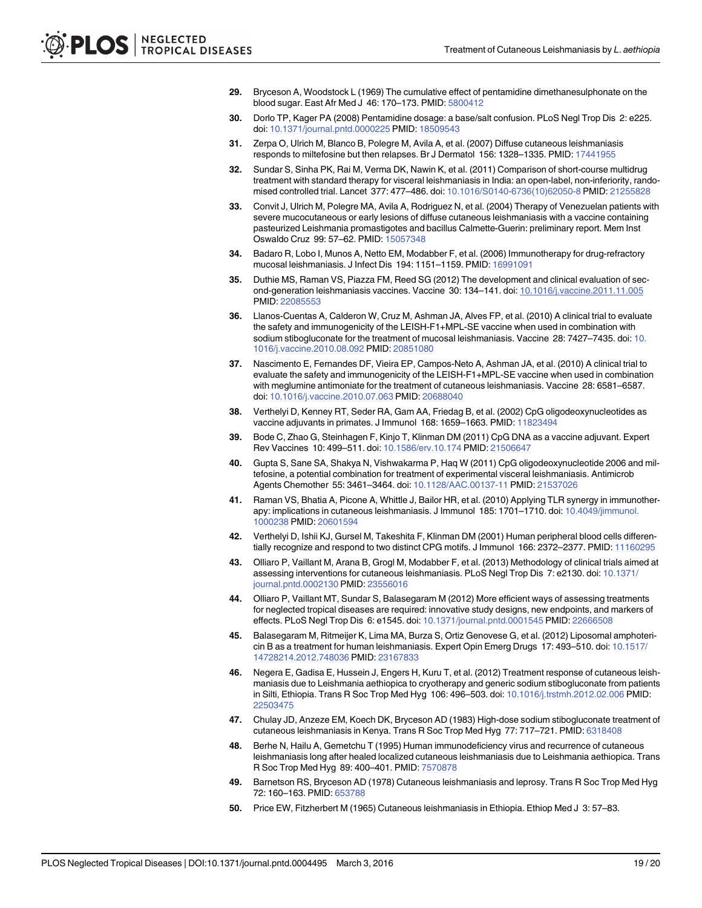29. Bryceson A, Woodstock L (1969) The cumulative effect of pentamidine dimethanesulphonate on the blood sugar. East Afr Med J 46: 170–173. PMID: 5800412

30. Dorlo TP, Kager PA (2008) Pentamidine dosage: a base/salt confusion. PLoS Negl Trop Dis 2: e225. doi: 10.1371/journal.pntd.0000225 PMID: 18509543

31. Zerpa O, Ulrich M, Blanco B, Polegre M, Avila A, et al. (2007) Diffuse cutaneous leishmaniasis responds to miltefosine but then relapses. Br J Dermatol 156: 1328–1335. PMID: 17441955

32. Sundar S, Sinha PK, Rai M, Verma DK, Nawin K, et al. (2011) Comparison of short-course multidrug treatment with standard therapy for visceral leishmaniasis in India: an open-label, non-inferiority, randomised controlled trial. Lancet 377: 477–486. doi: 10.1016/S0140-6736(10)62050-8 PMID: 21255828

33. Convit J, Ulrich M, Polegre MA, Avila A, Rodriguez N, et al. (2004) Therapy of Venezuelan patients with severe mucocutaneous or early lesions of diffuse cutaneous leishmaniasis with a vaccine containing pasteurized Leishmania promastigotes and bacillus Calmette-Guerin: preliminary report. Mem Inst Oswaldo Cruz 99: 57–62. PMID: 15057348

34. Badaro R, Lobo I, Munos A, Netto EM, Modabber F, et al. (2006) Immunotherapy for drug-refractory mucosal leishmaniasis. J Infect Dis 194: 1151–1159. PMID: 16991091

35. Duthie MS, Raman VS, Piazza FM, Reed SG (2012) The development and clinical evaluation of second-generation leishmaniasis vaccines. Vaccine 30: 134–141. doi: 10.1016/j.vaccine.2011.11.005 PMID: 22085553

36. Llanos-Cuentas A, Calderon W, Cruz M, Ashman JA, Alves FP, et al. (2010) A clinical trial to evaluate the safety and immunogenicity of the LEISH-F1+MPL-SE vaccine when used in combination with sodium stibogluconate for the treatment of mucosal leishmaniasis. Vaccine 28: 7427–7435. doi: 10.1016/j.vaccine.2010.08.092 PMID: 20851080

37. Nascimento E, Fernandes DF, Vieira EP, Campos-Neto A, Ashman JA, et al. (2010) A clinical trial to evaluate the safety and immunogenicity of the LEISH-F1+MPL-SE vaccine when used in combination with meglumine antimoniate for the treatment of cutaneous leishmaniasis. Vaccine 28: 6581–6587. doi: 10.1016/j.vaccine.2010.07.063 PMID: 20688040

38. Verthelyi D, Kenney RT, Seder RA, Gam AA, Friedag B, et al. (2002) CpG oligodeoxynucleotides as vaccine adjuvants in primates. J Immunol 168: 1659–1663. PMID: 11823494

39. Bode C, Zhao G, Steinhagen F, Kinjo T, Klinman DM (2011) CpG DNA as a vaccine adjuvant. Expert Rev Vaccines 10: 499–511. doi: 10.1586/erv.10.174 PMID: 21506647

40. Gupta S, Sane SA, Shakya N, Vishwakarma P, Haq W (2011) CpG oligodeoxynucleotide 2006 and miltefosine, a potential combination for treatment of experimental visceral leishmaniasis. Antimicrob Agents Chemother 55: 3461–3464. doi: 10.1128/AAC.00137-11 PMID: 21537026

41. Raman VS, Bhatia A, Picone A, Whittle J, Bailor HR, et al. (2010) Applying TLR synergy in immunotherapy: implications in cutaneous leishmaniasis. J Immunol 185: 1701–1710. doi: 10.4049/jimmunol.1000238 PMID: 20601594

42. Verthelyi D, Ishii KJ, Gursel M, Takeshita F, Klinman DM (2001) Human peripheral blood cells differentially recognize and respond to two distinct CPG motifs. J Immunol 166: 2372–2377. PMID: 11160295

43. Olliaro P, Vaillant M, Arana B, Grogl M, Modabber F, et al. (2013) Methodology of clinical trials aimed at assessing interventions for cutaneous leishmaniasis. PLoS Negl Trop Dis 7: e2130. doi: 10.1371/journal.pntd.0002130 PMID: 23556016

44. Olliaro P, Vaillant MT, Sundar S, Balasegaram M (2012) More efficient ways of assessing treatments for neglected tropical diseases are required: innovative study designs, new endpoints, and markers of effects. PLoS Negl Trop Dis 6: e1545. doi: 10.1371/journal.pntd.0001545 PMID: 22666508

45. Balasegaram M, Ritmeijer K, Lima MA, Burza S, Ortiz Genovese G, et al. (2012) Liposomal amphotericin B as a treatment for human leishmaniasis. Expert Opin Emerg Drugs 17: 493–510. doi: 10.1517/14728214.2012.748036 PMID: 23167833

46. Negera E, Gadisa E, Hussein J, Engers H, Kuru T, et al. (2012) Treatment response of cutaneous leishmaniasis due to Leishmania aethiopica to cryotherapy and generic sodium stibogluconate from patients in Silti, Ethiopia. Trans R Soc Trop Med Hyg 106: 496–503. doi: 10.1016/j.trstmh.2012.02.006 PMID: 22503475

47. Chulay JD, Anzeze EM, Koech DK, Bryceson AD (1983) High-dose sodium stibogluconate treatment of cutaneous leishmaniasis in Kenya. Trans R Soc Trop Med Hyg 77: 717–721. PMID: 6318408

48. Berhe N, Hailu A, Gemetchu T (1995) Human immunodeficiency virus and recurrence of cutaneous leishmaniasis long after healed localized cutaneous leishmaniasis due to Leishmania aethiopica. Trans R Soc Trop Med Hyg 89: 400–401. PMID: 7570878

49. Barnetson RS, Bryceson AD (1978) Cutaneous leishmaniasis and leprosy. Trans R Soc Trop Med Hyg 72: 160–163. PMID: 653788

50. Price EW, Fitzherbert M (1965) Cutaneous leishmaniasis in Ethiopia. Ethiop Med J 3: 57–83.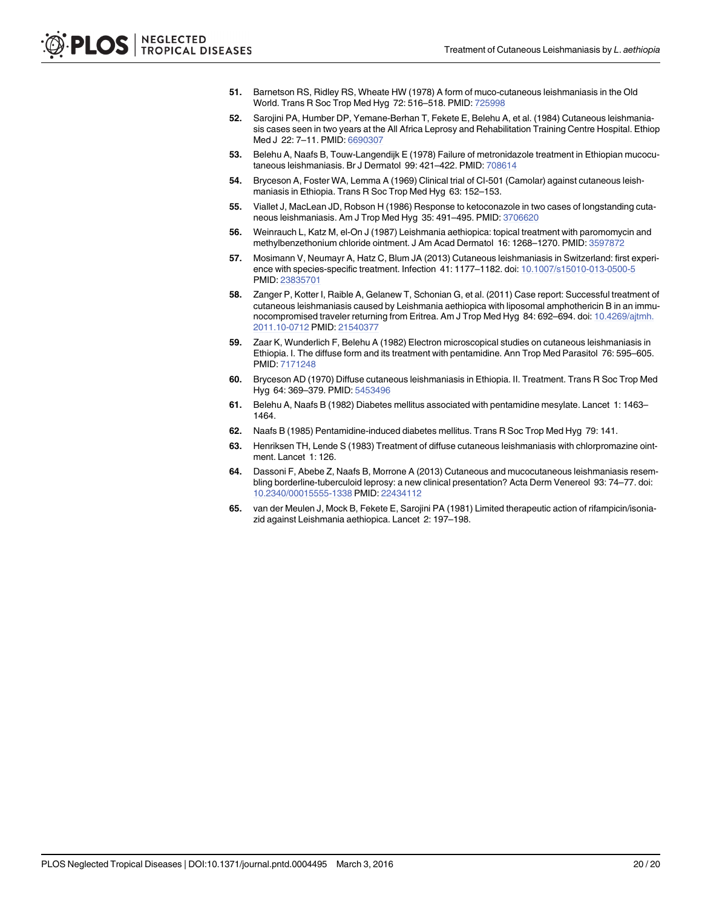51. Barnetson RS, Ridley RS, Wheate HW (1978) A form of muco-cutaneous leishmaniasis in the Old World. Trans R Soc Trop Med Hyg 72: 516–518. PMID: 725998

52. Sarojini PA, Humber DP, Yemane-Berhan T, Fekete E, Belehu A, et al. (1984) Cutaneous leishmaniasis cases seen in two years at the All Africa Leprosy and Rehabilitation Training Centre Hospital. Ethiop Med J 22: 7–11. PMID: 6690307

53. Belehu A, Naafs B, Touw-Langendijk E (1978) Failure of metronidazole treatment in Ethiopian mucocutaneous leishmaniasis. Br J Dermatol 99: 421–422. PMID: 708614

54. Bryceson A, Foster WA, Lemma A (1969) Clinical trial of CI-501 (Camolar) against cutaneous leishmaniasis in Ethiopia. Trans R Soc Trop Med Hyg 63: 152–153.

55. Viallet J, MacLean JD, Robson H (1986) Response to ketoconazole in two cases of longstanding cutaneous leishmaniasis. Am J Trop Med Hyg 35: 491–495. PMID: 3706620

56. Weinrauch L, Katz M, el-On J (1987) Leishmania aethiopica: topical treatment with paromomycin and methylbenzethonium chloride ointment. J Am Acad Dermatol 16: 1268–1270. PMID: 3597872

57. Mosimann V, Neumayr A, Hatz C, Blum JA (2013) Cutaneous leishmaniasis in Switzerland: first experience with species-specific treatment. Infection 41: 1177–1182. doi: 10.1007/s15010-013-0500-5 PMID: 23835701

58. Zanger P, Kotter I, Raible A, Gelanew T, Schonian G, et al. (2011) Case report: Successful treatment of cutaneous leishmaniasis caused by Leishmania aethiopica with liposomal amphothericin B in an immunocompromised traveler returning from Eritrea. Am J Trop Med Hyg 84: 692–694. doi: 10.4269/ajtmh.2011.10-0712 PMID: 21540377

59. Zaar K, Wunderlich F, Belehu A (1982) Electron microscopical studies on cutaneous leishmaniasis in Ethiopia. I. The diffuse form and its treatment with pentamidine. Ann Trop Med Parasitol 76: 595–605. PMID: 7171248

60. Bryceson AD (1970) Diffuse cutaneous leishmaniasis in Ethiopia. II. Treatment. Trans R Soc Trop Med Hyg 64: 369–379. PMID: 5453496

61. Belehu A, Naafs B (1982) Diabetes mellitus associated with pentamidine mesylate. Lancet 1: 1463–1464.

62. Naafs B (1985) Pentamidine-induced diabetes mellitus. Trans R Soc Trop Med Hyg 79: 141.

63. Henriksen TH, Lende S (1983) Treatment of diffuse cutaneous leishmaniasis with chlorpromazine ointment. Lancet 1: 126.

64. Dassoni F, Abebe Z, Naafs B, Morrone A (2013) Cutaneous and mucocutaneous leishmaniasis resembling borderline-tuberculoid leprosy: a new clinical presentation? Acta Derm Venereol 93: 74–77. doi: 10.2340/00015555-1338 PMID: 22434112

65. van der Meulen J, Mock B, Fekete E, Sarojini PA (1981) Limited therapeutic action of rifampicin/isoniazid against Leishmania aethiopica. Lancet 2: 197–198.